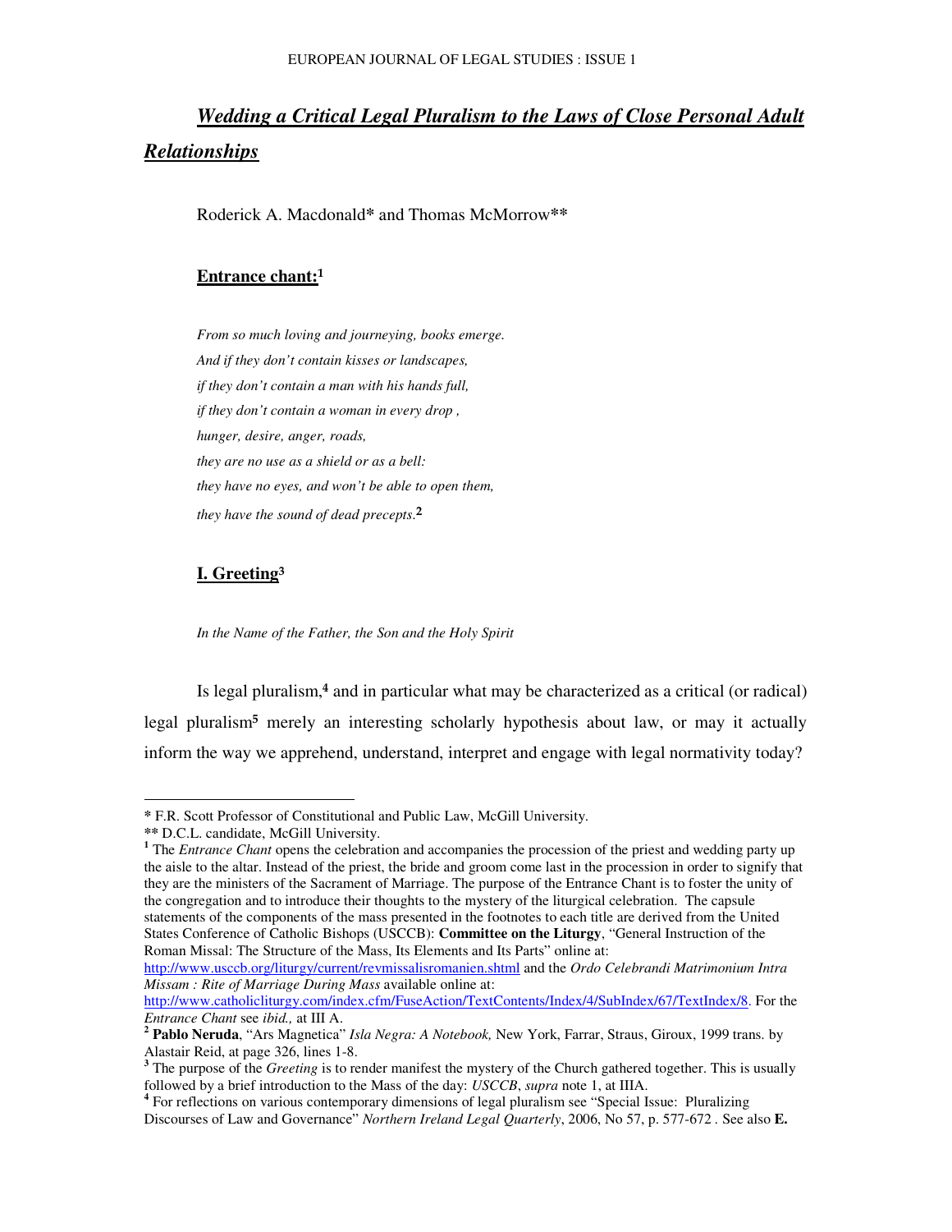# *Wedding a Critical Legal Pluralism to the Laws of Close Personal Adult Relationships*

Roderick A. Macdonald* and Thomas McMorrow**

## Entrance chant:[1]

*From so much loving and journeying, books emerge.*
*And if they don't contain kisses or landscapes,*
*if they don't contain a man with his hands full,*
*if they don't contain a woman in every drop ,*
*hunger, desire, anger, roads,*
*they are no use as a shield or as a bell:*
*they have no eyes, and won't be able to open them,*
*they have the sound of dead precepts.*[2]

## I. Greeting[3]

*In the Name of the Father, the Son and the Holy Spirit*

Is legal pluralism,[4] and in particular what may be characterized as a critical (or radical) legal pluralism[5] merely an interesting scholarly hypothesis about law, or may it actually inform the way we apprehend, understand, interpret and engage with legal normativity today?

---

\* F.R. Scott Professor of Constitutional and Public Law, McGill University.

\*\* D.C.L. candidate, McGill University.

[1] The *Entrance Chant* opens the celebration and accompanies the procession of the priest and wedding party up the aisle to the altar. Instead of the priest, the bride and groom come last in the procession in order to signify that they are the ministers of the Sacrament of Marriage. The purpose of the Entrance Chant is to foster the unity of the congregation and to introduce their thoughts to the mystery of the liturgical celebration. The capsule statements of the components of the mass presented in the footnotes to each title are derived from the United States Conference of Catholic Bishops (USCCB): **Committee on the Liturgy**, "General Instruction of the Roman Missal: The Structure of the Mass, Its Elements and Its Parts" online at: http://www.usccb.org/liturgy/current/revmissalisromanien.shtml and the *Ordo Celebrandi Matrimonium Intra Missam : Rite of Marriage During Mass* available online at: http://www.catholicliturgy.com/index.cfm/FuseAction/TextContents/Index/4/SubIndex/67/TextIndex/8. For the *Entrance Chant* see *ibid.,* at III A.

[2] **Pablo Neruda**, "Ars Magnetica" *Isla Negra: A Notebook,* New York, Farrar, Straus, Giroux, 1999 trans. by Alastair Reid, at page 326, lines 1-8.

[3] The purpose of the *Greeting* is to render manifest the mystery of the Church gathered together. This is usually followed by a brief introduction to the Mass of the day: *USCCB*, *supra* note 1, at IIIA.

[4] For reflections on various contemporary dimensions of legal pluralism see "Special Issue: Pluralizing Discourses of Law and Governance" *Northern Ireland Legal Quarterly*, 2006, No 57, p. 577-672 . See also **E.**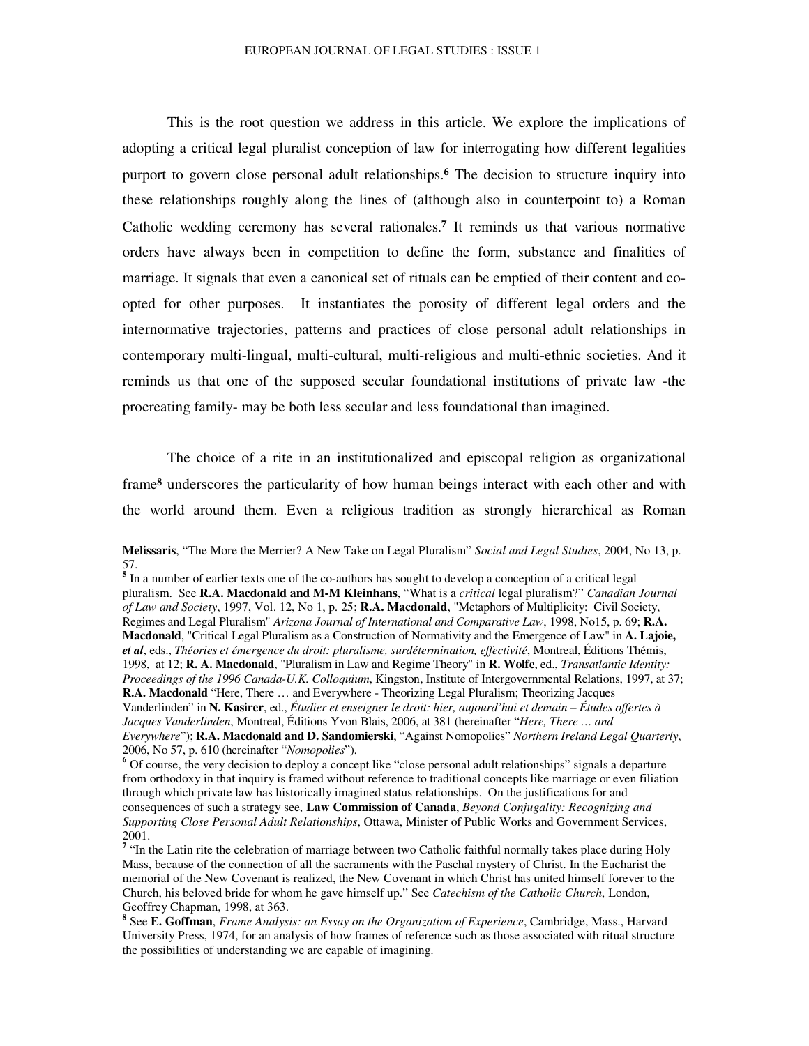This is the root question we address in this article. We explore the implications of adopting a critical legal pluralist conception of law for interrogating how different legalities purport to govern close personal adult relationships.[6] The decision to structure inquiry into these relationships roughly along the lines of (although also in counterpoint to) a Roman Catholic wedding ceremony has several rationales.[7] It reminds us that various normative orders have always been in competition to define the form, substance and finalities of marriage. It signals that even a canonical set of rituals can be emptied of their content and co-opted for other purposes. It instantiates the porosity of different legal orders and the internormative trajectories, patterns and practices of close personal adult relationships in contemporary multi-lingual, multi-cultural, multi-religious and multi-ethnic societies. And it reminds us that one of the supposed secular foundational institutions of private law -the procreating family- may be both less secular and less foundational than imagined.

The choice of a rite in an institutionalized and episcopal religion as organizational frame[8] underscores the particularity of how human beings interact with each other and with the world around them. Even a religious tradition as strongly hierarchical as Roman

---

**Melissaris**, "The More the Merrier? A New Take on Legal Pluralism" *Social and Legal Studies*, 2004, No 13, p. 57.

[5] In a number of earlier texts one of the co-authors has sought to develop a conception of a critical legal pluralism. See **R.A. Macdonald and M-M Kleinhans**, "What is a *critical* legal pluralism?" *Canadian Journal of Law and Society*, 1997, Vol. 12, No 1, p. 25; **R.A. Macdonald**, "Metaphors of Multiplicity: Civil Society, Regimes and Legal Pluralism" *Arizona Journal of International and Comparative Law*, 1998, No15, p. 69; **R.A. Macdonald**, "Critical Legal Pluralism as a Construction of Normativity and the Emergence of Law" in **A. Lajoie, et al**, eds., *Théories et émergence du droit: pluralisme, surdétermination, effectivité*, Montreal, Éditions Thémis, 1998, at 12; **R. A. Macdonald**, "Pluralism in Law and Regime Theory" in **R. Wolfe**, ed., *Transatlantic Identity: Proceedings of the 1996 Canada-U.K. Colloquium*, Kingston, Institute of Intergovernmental Relations, 1997, at 37; **R.A. Macdonald** "Here, There … and Everywhere - Theorizing Legal Pluralism; Theorizing Jacques Vanderlinden" in **N. Kasirer**, ed., *Étudier et enseigner le droit: hier, aujourd'hui et demain – Études offertes à Jacques Vanderlinden*, Montreal, Éditions Yvon Blais, 2006, at 381 (hereinafter "*Here, There … and Everywhere*"); **R.A. Macdonald and D. Sandomierski**, "Against Nomopolies" *Northern Ireland Legal Quarterly*, 2006, No 57, p. 610 (hereinafter "*Nomopolies*").

[6] Of course, the very decision to deploy a concept like "close personal adult relationships" signals a departure from orthodoxy in that inquiry is framed without reference to traditional concepts like marriage or even filiation through which private law has historically imagined status relationships. On the justifications for and consequences of such a strategy see, **Law Commission of Canada**, *Beyond Conjugality: Recognizing and Supporting Close Personal Adult Relationships*, Ottawa, Minister of Public Works and Government Services, 2001.

[7] "In the Latin rite the celebration of marriage between two Catholic faithful normally takes place during Holy Mass, because of the connection of all the sacraments with the Paschal mystery of Christ. In the Eucharist the memorial of the New Covenant is realized, the New Covenant in which Christ has united himself forever to the Church, his beloved bride for whom he gave himself up." See *Catechism of the Catholic Church*, London, Geoffrey Chapman, 1998, at 363.

[8] See **E. Goffman**, *Frame Analysis: an Essay on the Organization of Experience*, Cambridge, Mass., Harvard University Press, 1974, for an analysis of how frames of reference such as those associated with ritual structure the possibilities of understanding we are capable of imagining.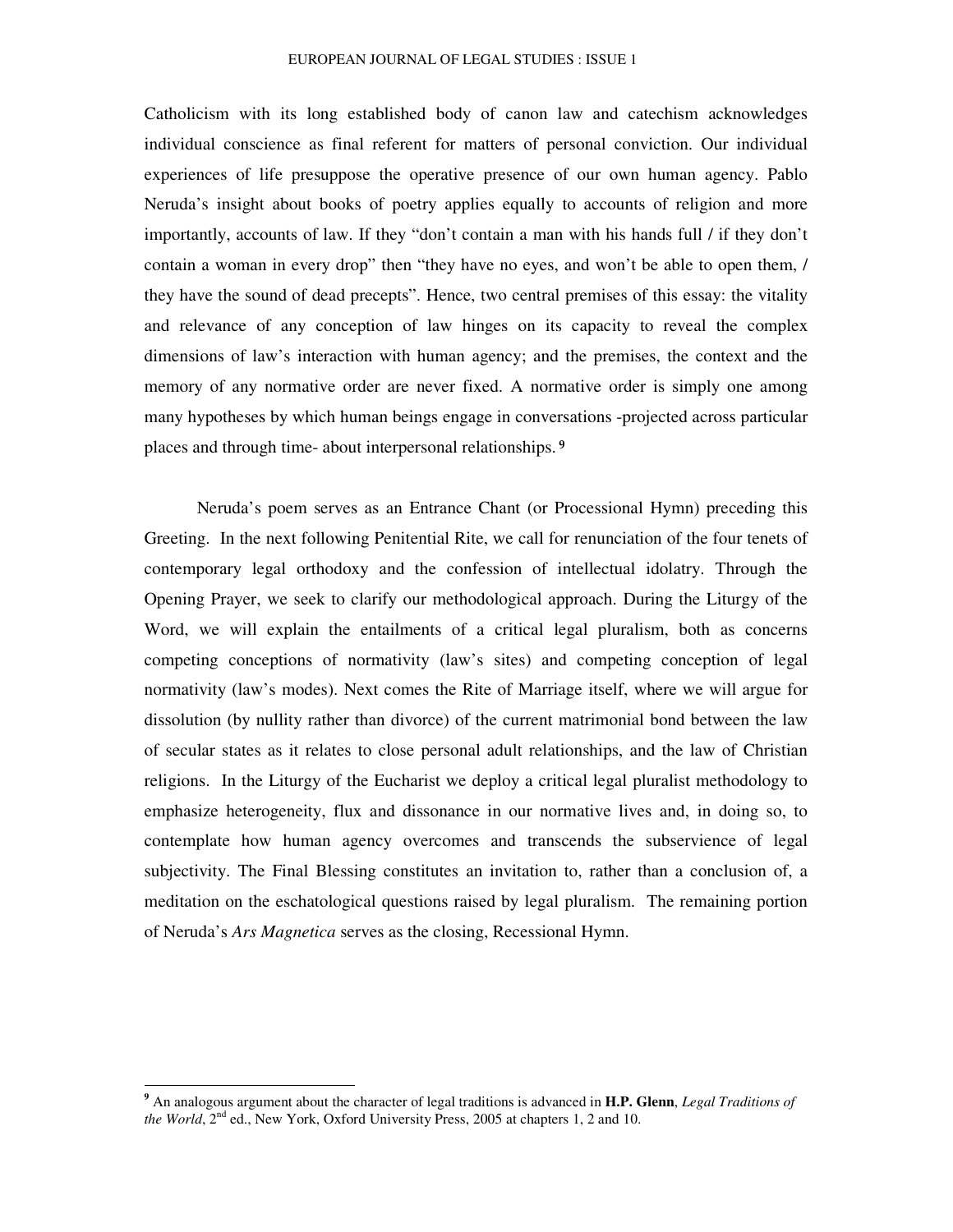Catholicism with its long established body of canon law and catechism acknowledges individual conscience as final referent for matters of personal conviction. Our individual experiences of life presuppose the operative presence of our own human agency. Pablo Neruda's insight about books of poetry applies equally to accounts of religion and more importantly, accounts of law. If they "don't contain a man with his hands full / if they don't contain a woman in every drop" then "they have no eyes, and won't be able to open them, / they have the sound of dead precepts". Hence, two central premises of this essay: the vitality and relevance of any conception of law hinges on its capacity to reveal the complex dimensions of law's interaction with human agency; and the premises, the context and the memory of any normative order are never fixed. A normative order is simply one among many hypotheses by which human beings engage in conversations -projected across particular places and through time- about interpersonal relationships. [9]

Neruda's poem serves as an Entrance Chant (or Processional Hymn) preceding this Greeting. In the next following Penitential Rite, we call for renunciation of the four tenets of contemporary legal orthodoxy and the confession of intellectual idolatry. Through the Opening Prayer, we seek to clarify our methodological approach. During the Liturgy of the Word, we will explain the entailments of a critical legal pluralism, both as concerns competing conceptions of normativity (law's sites) and competing conception of legal normativity (law's modes). Next comes the Rite of Marriage itself, where we will argue for dissolution (by nullity rather than divorce) of the current matrimonial bond between the law of secular states as it relates to close personal adult relationships, and the law of Christian religions. In the Liturgy of the Eucharist we deploy a critical legal pluralist methodology to emphasize heterogeneity, flux and dissonance in our normative lives and, in doing so, to contemplate how human agency overcomes and transcends the subservience of legal subjectivity. The Final Blessing constitutes an invitation to, rather than a conclusion of, a meditation on the eschatological questions raised by legal pluralism. The remaining portion of Neruda's *Ars Magnetica* serves as the closing, Recessional Hymn.

---

[9] An analogous argument about the character of legal traditions is advanced in **H.P. Glenn**, *Legal Traditions of the World*, 2nd ed., New York, Oxford University Press, 2005 at chapters 1, 2 and 10.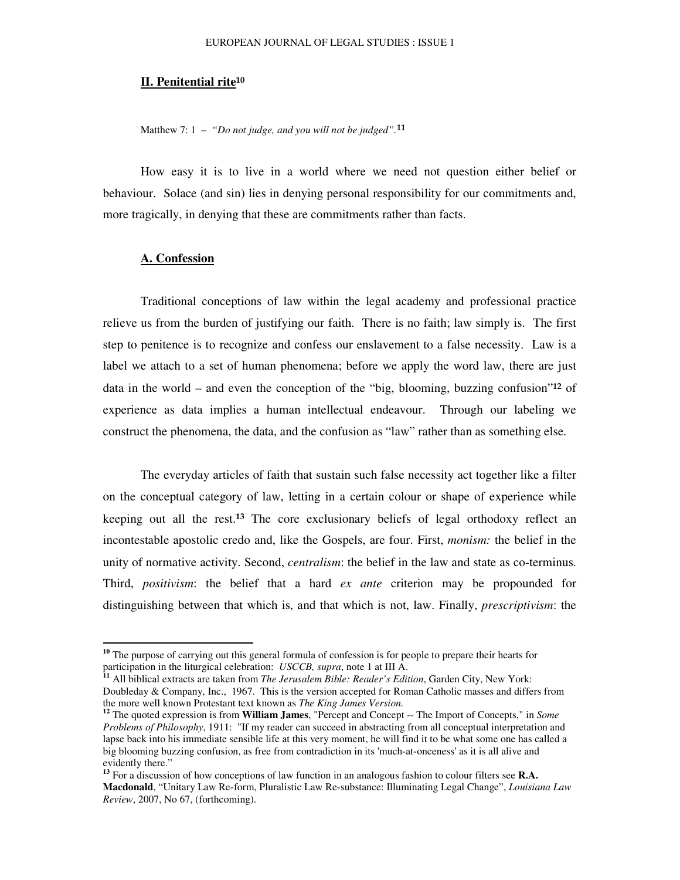## II. Penitential rite[10]

Matthew 7: 1 – *"Do not judge, and you will not be judged"*.[11]

How easy it is to live in a world where we need not question either belief or behaviour. Solace (and sin) lies in denying personal responsibility for our commitments and, more tragically, in denying that these are commitments rather than facts.

### A. Confession

Traditional conceptions of law within the legal academy and professional practice relieve us from the burden of justifying our faith. There is no faith; law simply is. The first step to penitence is to recognize and confess our enslavement to a false necessity. Law is a label we attach to a set of human phenomena; before we apply the word law, there are just data in the world – and even the conception of the "big, blooming, buzzing confusion"[12] of experience as data implies a human intellectual endeavour. Through our labeling we construct the phenomena, the data, and the confusion as "law" rather than as something else.

The everyday articles of faith that sustain such false necessity act together like a filter on the conceptual category of law, letting in a certain colour or shape of experience while keeping out all the rest.[13] The core exclusionary beliefs of legal orthodoxy reflect an incontestable apostolic credo and, like the Gospels, are four. First, *monism:* the belief in the unity of normative activity. Second, *centralism*: the belief in the law and state as co-terminus. Third, *positivism*: the belief that a hard *ex ante* criterion may be propounded for distinguishing between that which is, and that which is not, law. Finally, *prescriptivism*: the

---

[10] The purpose of carrying out this general formula of confession is for people to prepare their hearts for participation in the liturgical celebration: *USCCB, supra*, note 1 at III A.

[11] All biblical extracts are taken from *The Jerusalem Bible: Reader's Edition*, Garden City, New York: Doubleday & Company, Inc., 1967. This is the version accepted for Roman Catholic masses and differs from the more well known Protestant text known as *The King James Version.*

[12] The quoted expression is from **William James**, "Percept and Concept -- The Import of Concepts," in *Some Problems of Philosophy*, 1911: "If my reader can succeed in abstracting from all conceptual interpretation and lapse back into his immediate sensible life at this very moment, he will find it to be what some one has called a big blooming buzzing confusion, as free from contradiction in its 'much-at-onceness' as it is all alive and evidently there."

[13] For a discussion of how conceptions of law function in an analogous fashion to colour filters see **R.A. Macdonald**, "Unitary Law Re-form, Pluralistic Law Re-substance: Illuminating Legal Change", *Louisiana Law Review*, 2007, No 67, (forthcoming).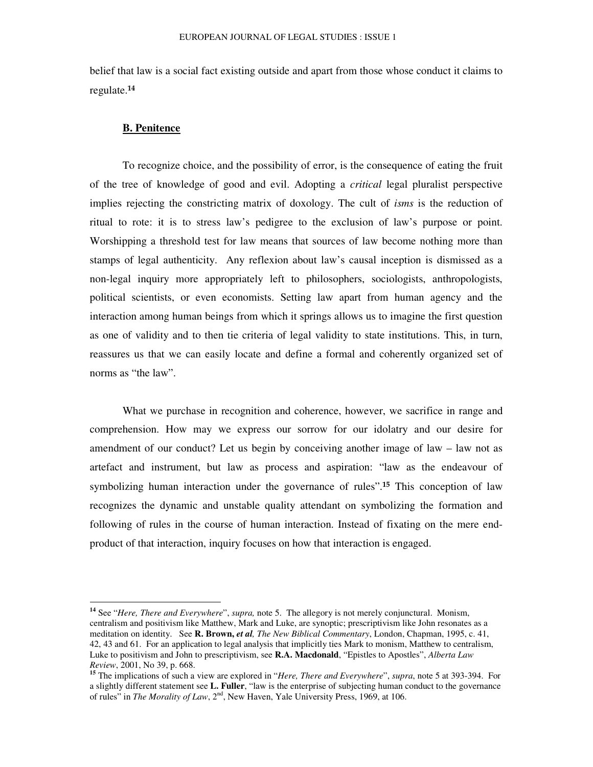belief that law is a social fact existing outside and apart from those whose conduct it claims to regulate.[14]

### B. Penitence

To recognize choice, and the possibility of error, is the consequence of eating the fruit of the tree of knowledge of good and evil. Adopting a *critical* legal pluralist perspective implies rejecting the constricting matrix of doxology. The cult of *isms* is the reduction of ritual to rote: it is to stress law's pedigree to the exclusion of law's purpose or point. Worshipping a threshold test for law means that sources of law become nothing more than stamps of legal authenticity. Any reflexion about law's causal inception is dismissed as a non-legal inquiry more appropriately left to philosophers, sociologists, anthropologists, political scientists, or even economists. Setting law apart from human agency and the interaction among human beings from which it springs allows us to imagine the first question as one of validity and to then tie criteria of legal validity to state institutions. This, in turn, reassures us that we can easily locate and define a formal and coherently organized set of norms as "the law".

What we purchase in recognition and coherence, however, we sacrifice in range and comprehension. How may we express our sorrow for our idolatry and our desire for amendment of our conduct? Let us begin by conceiving another image of law – law not as artefact and instrument, but law as process and aspiration: "law as the endeavour of symbolizing human interaction under the governance of rules".[15] This conception of law recognizes the dynamic and unstable quality attendant on symbolizing the formation and following of rules in the course of human interaction. Instead of fixating on the mere end-product of that interaction, inquiry focuses on how that interaction is engaged.

---

[14] See "*Here, There and Everywhere*", *supra,* note 5. The allegory is not merely conjunctural. Monism, centralism and positivism like Matthew, Mark and Luke, are synoptic; prescriptivism like John resonates as a meditation on identity. See **R. Brown,** ***et al****, The New Biblical Commentary*, London, Chapman, 1995, c. 41, 42, 43 and 61. For an application to legal analysis that implicitly ties Mark to monism, Matthew to centralism, Luke to positivism and John to prescriptivism, see **R.A. Macdonald**, "Epistles to Apostles", *Alberta Law Review*, 2001, No 39, p. 668.

[15] The implications of such a view are explored in "*Here, There and Everywhere*", *supra*, note 5 at 393-394. For a slightly different statement see **L. Fuller**, "law is the enterprise of subjecting human conduct to the governance of rules" in *The Morality of Law*, 2nd, New Haven, Yale University Press, 1969, at 106.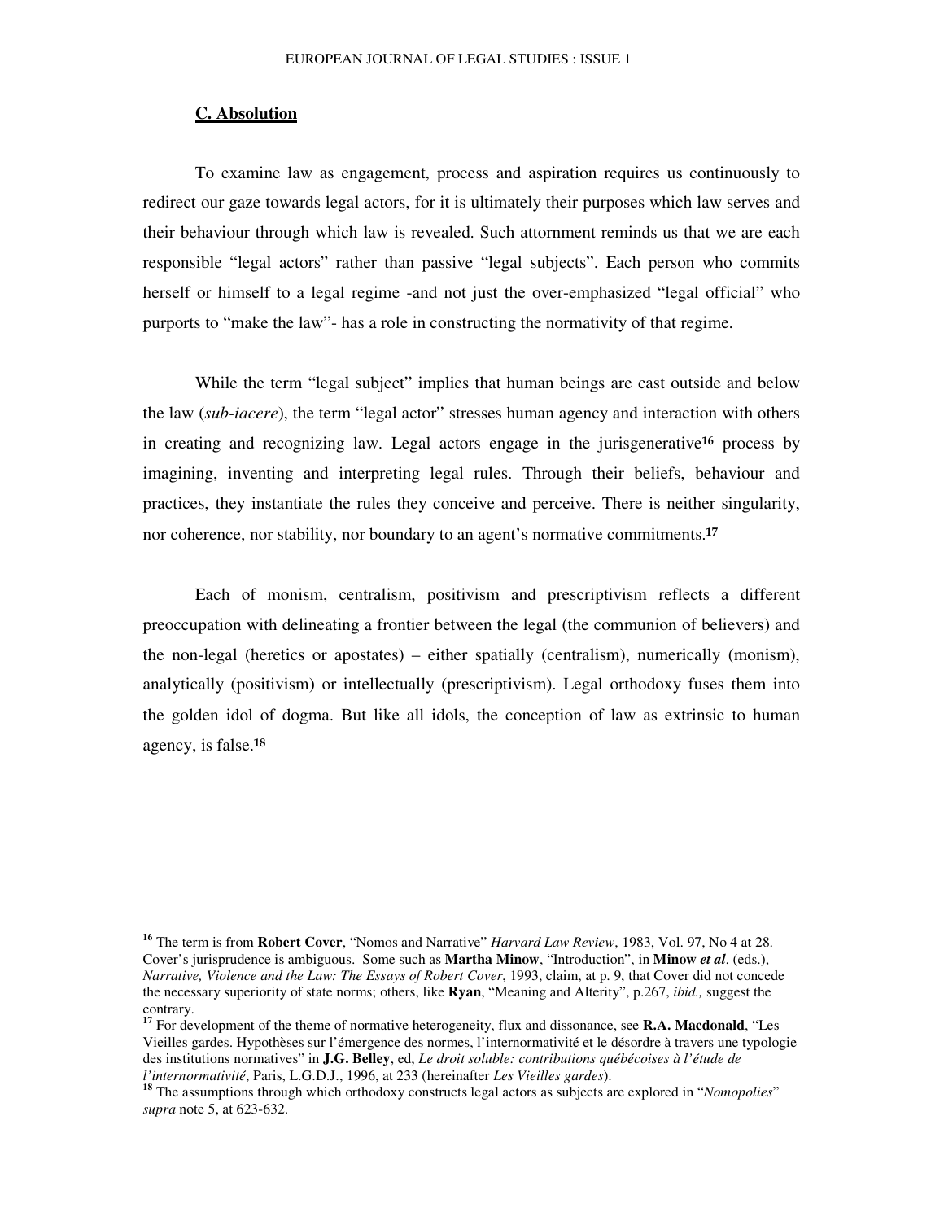## C. Absolution

To examine law as engagement, process and aspiration requires us continuously to redirect our gaze towards legal actors, for it is ultimately their purposes which law serves and their behaviour through which law is revealed. Such attornment reminds us that we are each responsible "legal actors" rather than passive "legal subjects". Each person who commits herself or himself to a legal regime -and not just the over-emphasized "legal official" who purports to "make the law"- has a role in constructing the normativity of that regime.

While the term "legal subject" implies that human beings are cast outside and below the law (*sub-iacere*), the term "legal actor" stresses human agency and interaction with others in creating and recognizing law. Legal actors engage in the jurisgenerative[16] process by imagining, inventing and interpreting legal rules. Through their beliefs, behaviour and practices, they instantiate the rules they conceive and perceive. There is neither singularity, nor coherence, nor stability, nor boundary to an agent's normative commitments.[17]

Each of monism, centralism, positivism and prescriptivism reflects a different preoccupation with delineating a frontier between the legal (the communion of believers) and the non-legal (heretics or apostates) – either spatially (centralism), numerically (monism), analytically (positivism) or intellectually (prescriptivism). Legal orthodoxy fuses them into the golden idol of dogma. But like all idols, the conception of law as extrinsic to human agency, is false.[18]

---

[16] The term is from **Robert Cover**, "Nomos and Narrative" *Harvard Law Review*, 1983, Vol. 97, No 4 at 28. Cover's jurisprudence is ambiguous. Some such as **Martha Minow**, "Introduction", in **Minow *et al***. (eds.), *Narrative, Violence and the Law: The Essays of Robert Cover*, 1993, claim, at p. 9, that Cover did not concede the necessary superiority of state norms; others, like **Ryan**, "Meaning and Alterity", p.267, *ibid.,* suggest the contrary.

[17] For development of the theme of normative heterogeneity, flux and dissonance, see **R.A. Macdonald**, "Les Vieilles gardes. Hypothèses sur l'émergence des normes, l'internormativité et le désordre à travers une typologie des institutions normatives" in **J.G. Belley**, ed, *Le droit soluble: contributions québécoises à l'étude de l'internormativité*, Paris, L.G.D.J., 1996, at 233 (hereinafter *Les Vieilles gardes*).

[18] The assumptions through which orthodoxy constructs legal actors as subjects are explored in "*Nomopolies*" *supra* note 5, at 623-632.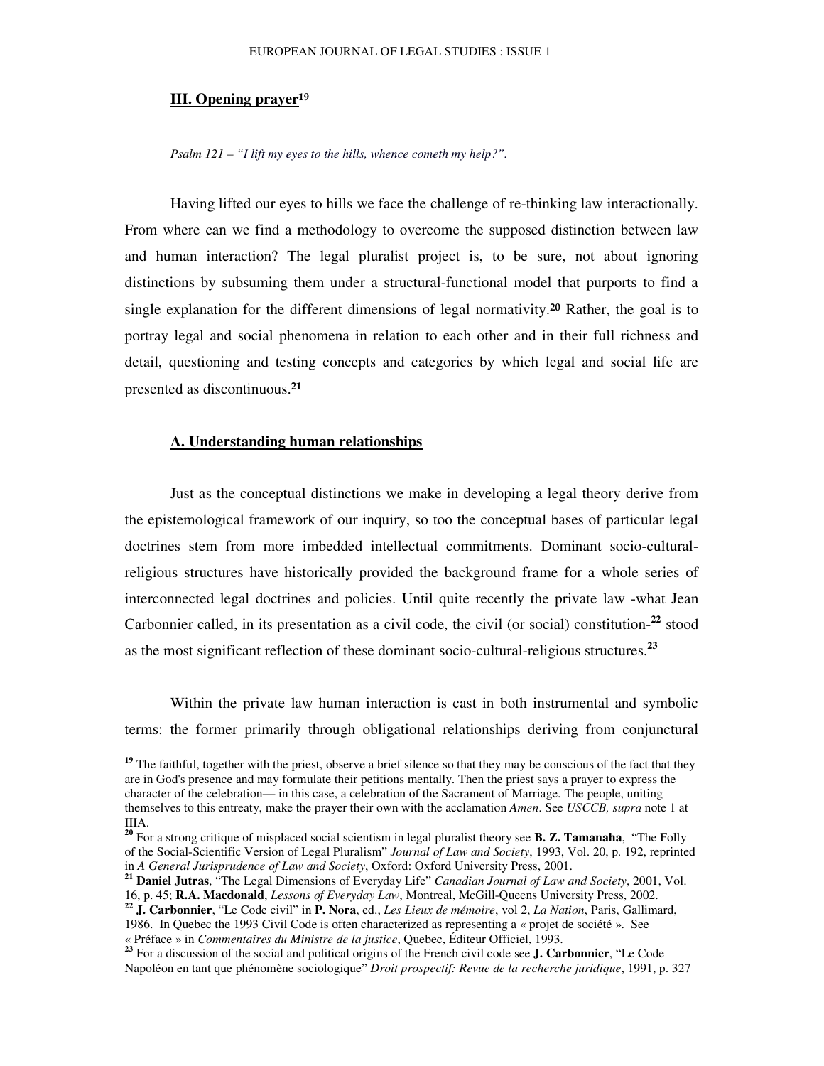## III. Opening prayer[19]

*Psalm 121 – "I lift my eyes to the hills, whence cometh my help?".*

Having lifted our eyes to hills we face the challenge of re-thinking law interactionally. From where can we find a methodology to overcome the supposed distinction between law and human interaction? The legal pluralist project is, to be sure, not about ignoring distinctions by subsuming them under a structural-functional model that purports to find a single explanation for the different dimensions of legal normativity.[20] Rather, the goal is to portray legal and social phenomena in relation to each other and in their full richness and detail, questioning and testing concepts and categories by which legal and social life are presented as discontinuous.[21]

### A. Understanding human relationships

Just as the conceptual distinctions we make in developing a legal theory derive from the epistemological framework of our inquiry, so too the conceptual bases of particular legal doctrines stem from more imbedded intellectual commitments. Dominant socio-cultural-religious structures have historically provided the background frame for a whole series of interconnected legal doctrines and policies. Until quite recently the private law -what Jean Carbonnier called, in its presentation as a civil code, the civil (or social) constitution-[22] stood as the most significant reflection of these dominant socio-cultural-religious structures.[23]

Within the private law human interaction is cast in both instrumental and symbolic terms: the former primarily through obligational relationships deriving from conjunctural

---

[19] The faithful, together with the priest, observe a brief silence so that they may be conscious of the fact that they are in God's presence and may formulate their petitions mentally. Then the priest says a prayer to express the character of the celebration— in this case, a celebration of the Sacrament of Marriage. The people, uniting themselves to this entreaty, make the prayer their own with the acclamation *Amen*. See *USCCB, supra* note 1 at IIIA.

[20] For a strong critique of misplaced social scientism in legal pluralist theory see **B. Z. Tamanaha**, "The Folly of the Social-Scientific Version of Legal Pluralism" *Journal of Law and Society*, 1993, Vol. 20, p. 192, reprinted in *A General Jurisprudence of Law and Society*, Oxford: Oxford University Press, 2001.

[21] **Daniel Jutras**, "The Legal Dimensions of Everyday Life" *Canadian Journal of Law and Society*, 2001, Vol. 16, p. 45; **R.A. Macdonald**, *Lessons of Everyday Law*, Montreal, McGill-Queens University Press, 2002.

[22] **J. Carbonnier**, "Le Code civil" in **P. Nora**, ed., *Les Lieux de mémoire*, vol 2, *La Nation*, Paris, Gallimard, 1986. In Quebec the 1993 Civil Code is often characterized as representing a « projet de société ». See « Préface » in *Commentaires du Ministre de la justice*, Quebec, Éditeur Officiel, 1993.

[23] For a discussion of the social and political origins of the French civil code see **J. Carbonnier**, "Le Code Napoléon en tant que phénomène sociologique" *Droit prospectif: Revue de la recherche juridique*, 1991, p. 327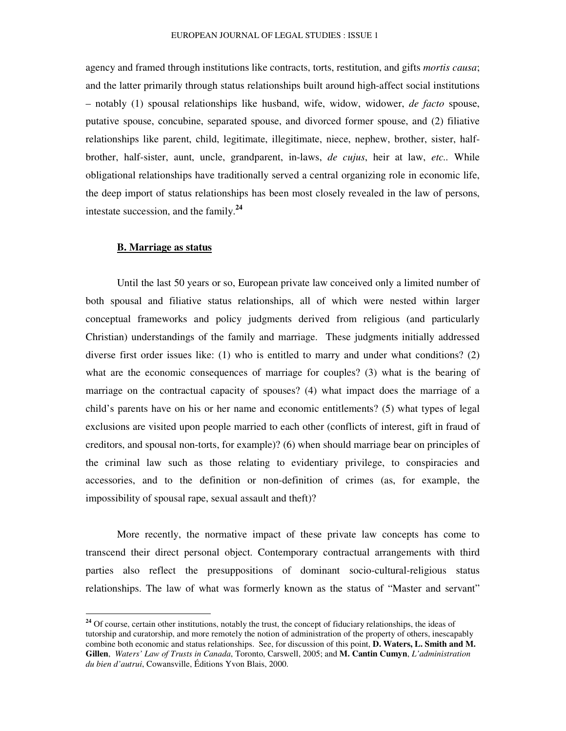agency and framed through institutions like contracts, torts, restitution, and gifts *mortis causa*; and the latter primarily through status relationships built around high-affect social institutions – notably (1) spousal relationships like husband, wife, widow, widower, *de facto* spouse, putative spouse, concubine, separated spouse, and divorced former spouse, and (2) filiative relationships like parent, child, legitimate, illegitimate, niece, nephew, brother, sister, half-brother, half-sister, aunt, uncle, grandparent, in-laws, *de cujus*, heir at law, *etc.*. While obligational relationships have traditionally served a central organizing role in economic life, the deep import of status relationships has been most closely revealed in the law of persons, intestate succession, and the family.[24]

## B. Marriage as status

Until the last 50 years or so, European private law conceived only a limited number of both spousal and filiative status relationships, all of which were nested within larger conceptual frameworks and policy judgments derived from religious (and particularly Christian) understandings of the family and marriage. These judgments initially addressed diverse first order issues like: (1) who is entitled to marry and under what conditions? (2) what are the economic consequences of marriage for couples? (3) what is the bearing of marriage on the contractual capacity of spouses? (4) what impact does the marriage of a child's parents have on his or her name and economic entitlements? (5) what types of legal exclusions are visited upon people married to each other (conflicts of interest, gift in fraud of creditors, and spousal non-torts, for example)? (6) when should marriage bear on principles of the criminal law such as those relating to evidentiary privilege, to conspiracies and accessories, and to the definition or non-definition of crimes (as, for example, the impossibility of spousal rape, sexual assault and theft)?

More recently, the normative impact of these private law concepts has come to transcend their direct personal object. Contemporary contractual arrangements with third parties also reflect the presuppositions of dominant socio-cultural-religious status relationships. The law of what was formerly known as the status of "Master and servant"

---

[24] Of course, certain other institutions, notably the trust, the concept of fiduciary relationships, the ideas of tutorship and curatorship, and more remotely the notion of administration of the property of others, inescapably combine both economic and status relationships. See, for discussion of this point, **D. Waters, L. Smith and M. Gillen**, *Waters' Law of Trusts in Canada*, Toronto, Carswell, 2005; and **M. Cantin Cumyn**, *L'administration du bien d'autrui*, Cowansville, Éditions Yvon Blais, 2000.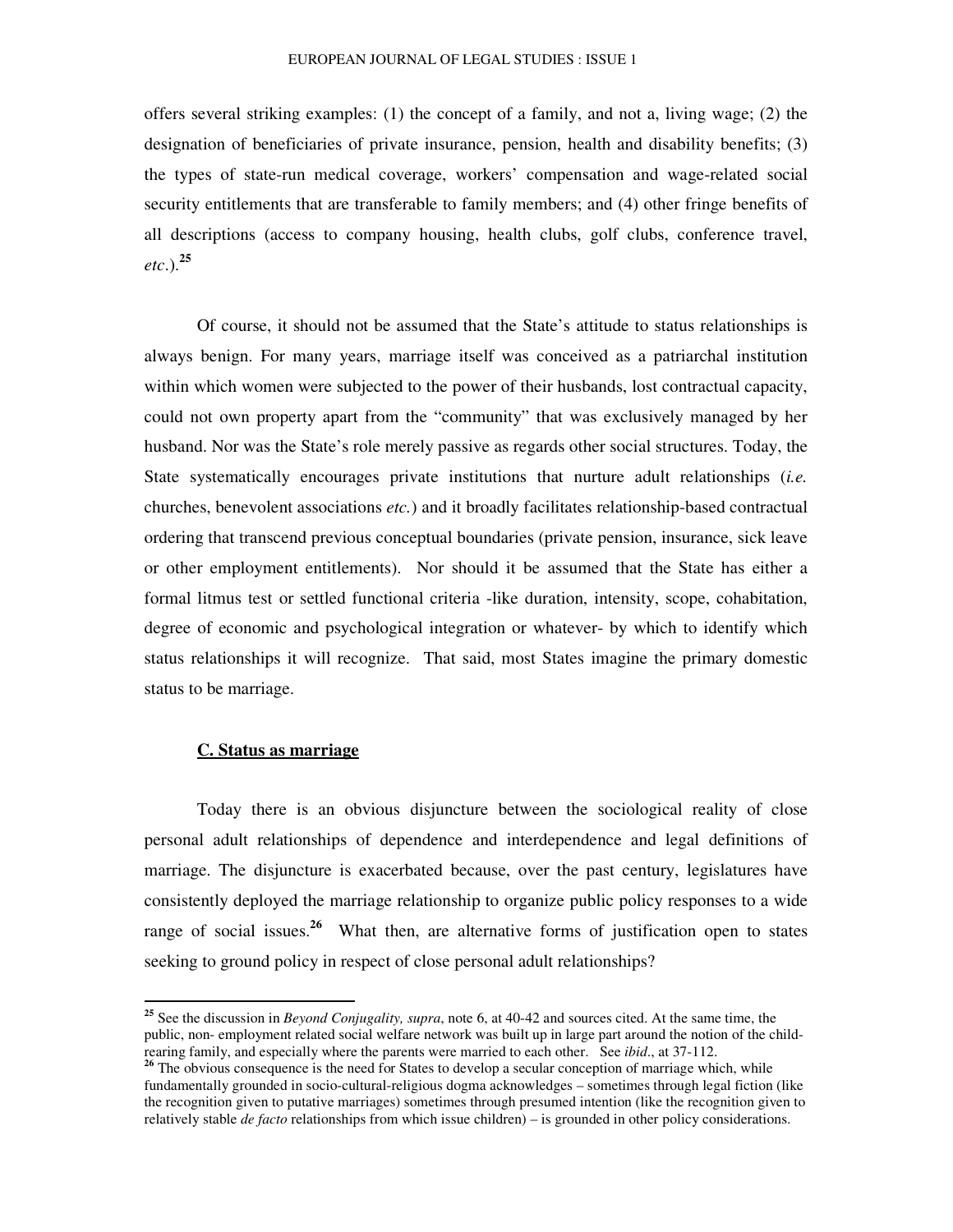offers several striking examples: (1) the concept of a family, and not a, living wage; (2) the designation of beneficiaries of private insurance, pension, health and disability benefits; (3) the types of state-run medical coverage, workers' compensation and wage-related social security entitlements that are transferable to family members; and (4) other fringe benefits of all descriptions (access to company housing, health clubs, golf clubs, conference travel, *etc*.).[25]

Of course, it should not be assumed that the State's attitude to status relationships is always benign. For many years, marriage itself was conceived as a patriarchal institution within which women were subjected to the power of their husbands, lost contractual capacity, could not own property apart from the "community" that was exclusively managed by her husband. Nor was the State's role merely passive as regards other social structures. Today, the State systematically encourages private institutions that nurture adult relationships (*i.e.* churches, benevolent associations *etc.*) and it broadly facilitates relationship-based contractual ordering that transcend previous conceptual boundaries (private pension, insurance, sick leave or other employment entitlements). Nor should it be assumed that the State has either a formal litmus test or settled functional criteria -like duration, intensity, scope, cohabitation, degree of economic and psychological integration or whatever- by which to identify which status relationships it will recognize. That said, most States imagine the primary domestic status to be marriage.

### C. Status as marriage

Today there is an obvious disjuncture between the sociological reality of close personal adult relationships of dependence and interdependence and legal definitions of marriage. The disjuncture is exacerbated because, over the past century, legislatures have consistently deployed the marriage relationship to organize public policy responses to a wide range of social issues.[26] What then, are alternative forms of justification open to states seeking to ground policy in respect of close personal adult relationships?

---

[25] See the discussion in *Beyond Conjugality, supra*, note 6, at 40-42 and sources cited. At the same time, the public, non- employment related social welfare network was built up in large part around the notion of the child-rearing family, and especially where the parents were married to each other. See *ibid*., at 37-112.

[26] The obvious consequence is the need for States to develop a secular conception of marriage which, while fundamentally grounded in socio-cultural-religious dogma acknowledges – sometimes through legal fiction (like the recognition given to putative marriages) sometimes through presumed intention (like the recognition given to relatively stable *de facto* relationships from which issue children) – is grounded in other policy considerations.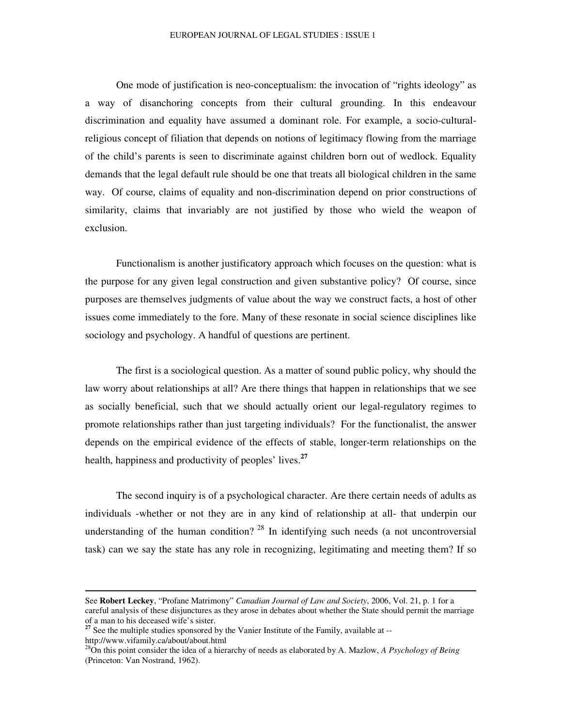One mode of justification is neo-conceptualism: the invocation of "rights ideology" as a way of disanchoring concepts from their cultural grounding. In this endeavour discrimination and equality have assumed a dominant role. For example, a socio-cultural-religious concept of filiation that depends on notions of legitimacy flowing from the marriage of the child's parents is seen to discriminate against children born out of wedlock. Equality demands that the legal default rule should be one that treats all biological children in the same way. Of course, claims of equality and non-discrimination depend on prior constructions of similarity, claims that invariably are not justified by those who wield the weapon of exclusion.

Functionalism is another justificatory approach which focuses on the question: what is the purpose for any given legal construction and given substantive policy? Of course, since purposes are themselves judgments of value about the way we construct facts, a host of other issues come immediately to the fore. Many of these resonate in social science disciplines like sociology and psychology. A handful of questions are pertinent.

The first is a sociological question. As a matter of sound public policy, why should the law worry about relationships at all? Are there things that happen in relationships that we see as socially beneficial, such that we should actually orient our legal-regulatory regimes to promote relationships rather than just targeting individuals? For the functionalist, the answer depends on the empirical evidence of the effects of stable, longer-term relationships on the health, happiness and productivity of peoples' lives.[27]

The second inquiry is of a psychological character. Are there certain needs of adults as individuals -whether or not they are in any kind of relationship at all- that underpin our understanding of the human condition? [28] In identifying such needs (a not uncontroversial task) can we say the state has any role in recognizing, legitimating and meeting them? If so

---

See **Robert Leckey**, "Profane Matrimony" *Canadian Journal of Law and Society*, 2006, Vol. 21, p. 1 for a careful analysis of these disjunctures as they arose in debates about whether the State should permit the marriage of a man to his deceased wife's sister.

[27] See the multiple studies sponsored by the Vanier Institute of the Family, available at -- http://www.vifamily.ca/about/about.html

[28] On this point consider the idea of a hierarchy of needs as elaborated by A. Mazlow, *A Psychology of Being* (Princeton: Van Nostrand, 1962).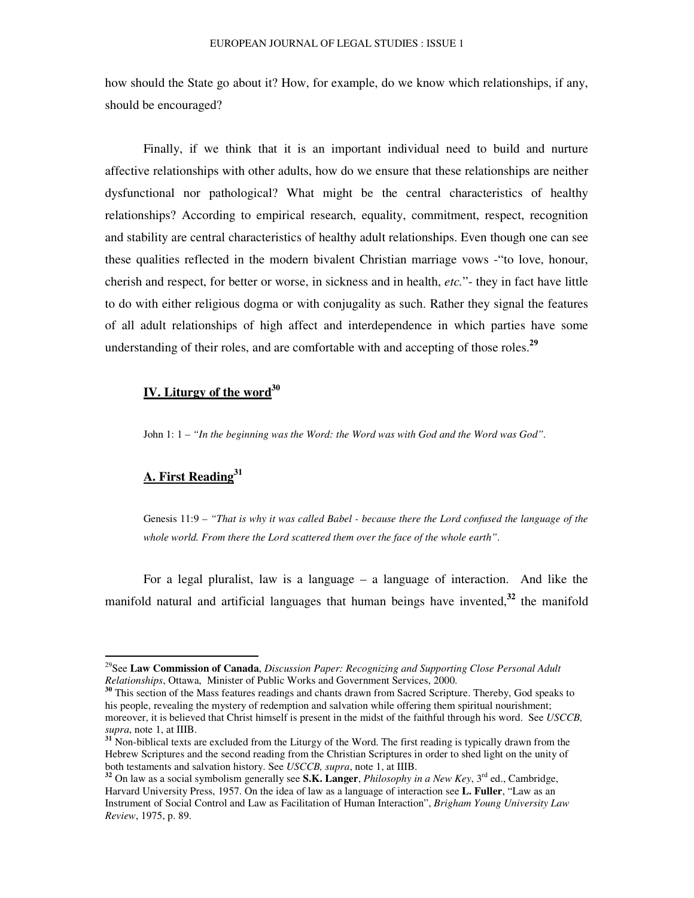how should the State go about it? How, for example, do we know which relationships, if any, should be encouraged?

Finally, if we think that it is an important individual need to build and nurture affective relationships with other adults, how do we ensure that these relationships are neither dysfunctional nor pathological? What might be the central characteristics of healthy relationships? According to empirical research, equality, commitment, respect, recognition and stability are central characteristics of healthy adult relationships. Even though one can see these qualities reflected in the modern bivalent Christian marriage vows -"to love, honour, cherish and respect, for better or worse, in sickness and in health, *etc.*"- they in fact have little to do with either religious dogma or with conjugality as such. Rather they signal the features of all adult relationships of high affect and interdependence in which parties have some understanding of their roles, and are comfortable with and accepting of those roles.[29]

## IV. Liturgy of the word[30]

John 1: 1 – *"In the beginning was the Word: the Word was with God and the Word was God".*

### A. First Reading[31]

Genesis 11:9 – *"That is why it was called Babel - because there the Lord confused the language of the whole world. From there the Lord scattered them over the face of the whole earth".*

For a legal pluralist, law is a language – a language of interaction. And like the manifold natural and artificial languages that human beings have invented,[32] the manifold

---

[29] See **Law Commission of Canada**, *Discussion Paper: Recognizing and Supporting Close Personal Adult Relationships*, Ottawa, Minister of Public Works and Government Services, 2000.

[30] This section of the Mass features readings and chants drawn from Sacred Scripture. Thereby, God speaks to his people, revealing the mystery of redemption and salvation while offering them spiritual nourishment; moreover, it is believed that Christ himself is present in the midst of the faithful through his word. See *USCCB, supra*, note 1, at IIIB.

[31] Non-biblical texts are excluded from the Liturgy of the Word. The first reading is typically drawn from the Hebrew Scriptures and the second reading from the Christian Scriptures in order to shed light on the unity of both testaments and salvation history. See *USCCB, supra*, note 1, at IIIB.

[32] On law as a social symbolism generally see **S.K. Langer**, *Philosophy in a New Key*, 3rd ed., Cambridge, Harvard University Press, 1957. On the idea of law as a language of interaction see **L. Fuller**, "Law as an Instrument of Social Control and Law as Facilitation of Human Interaction", *Brigham Young University Law Review*, 1975, p. 89.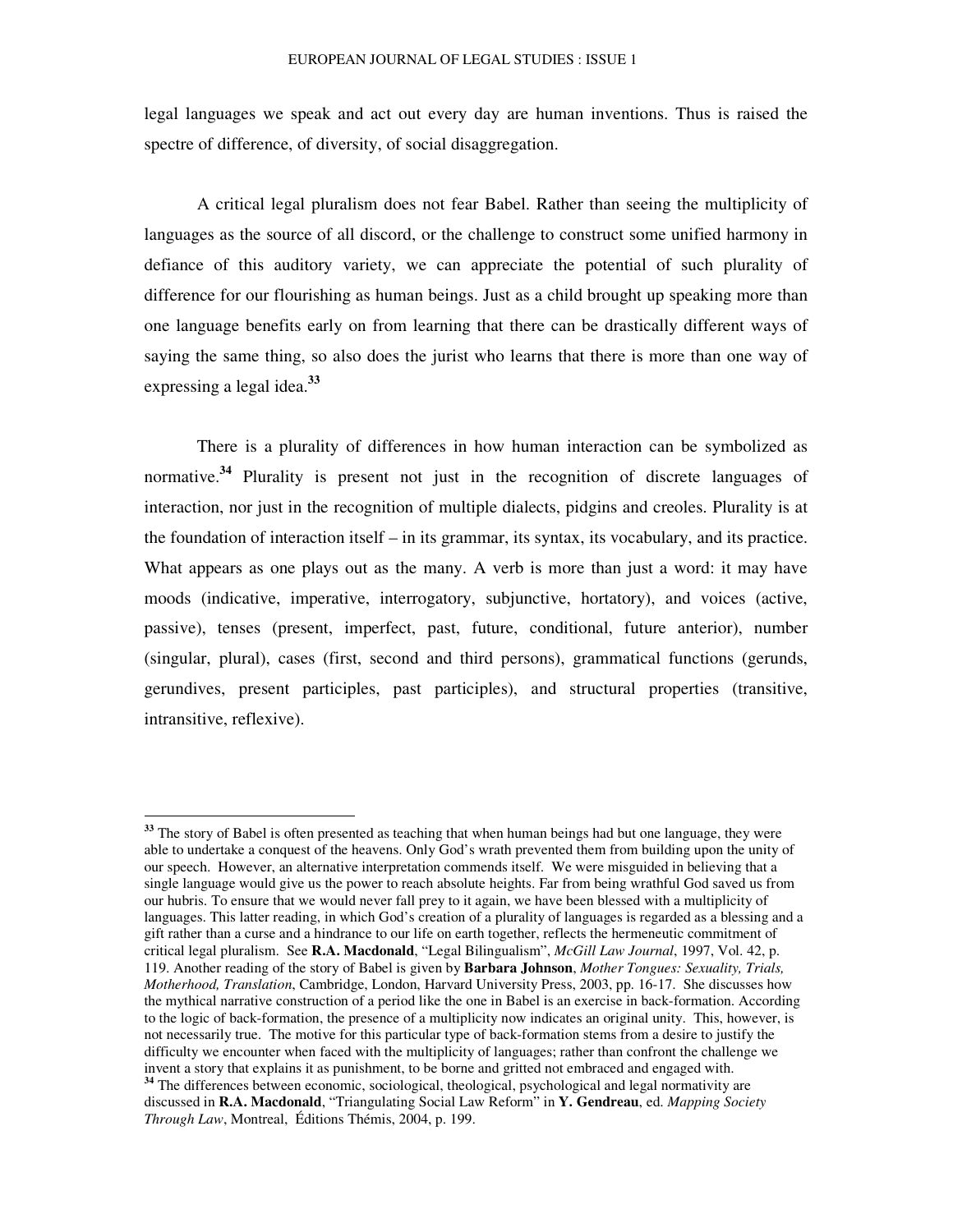legal languages we speak and act out every day are human inventions. Thus is raised the spectre of difference, of diversity, of social disaggregation.

A critical legal pluralism does not fear Babel. Rather than seeing the multiplicity of languages as the source of all discord, or the challenge to construct some unified harmony in defiance of this auditory variety, we can appreciate the potential of such plurality of difference for our flourishing as human beings. Just as a child brought up speaking more than one language benefits early on from learning that there can be drastically different ways of saying the same thing, so also does the jurist who learns that there is more than one way of expressing a legal idea.[33]

There is a plurality of differences in how human interaction can be symbolized as normative.[34] Plurality is present not just in the recognition of discrete languages of interaction, nor just in the recognition of multiple dialects, pidgins and creoles. Plurality is at the foundation of interaction itself – in its grammar, its syntax, its vocabulary, and its practice. What appears as one plays out as the many. A verb is more than just a word: it may have moods (indicative, imperative, interrogatory, subjunctive, hortatory), and voices (active, passive), tenses (present, imperfect, past, future, conditional, future anterior), number (singular, plural), cases (first, second and third persons), grammatical functions (gerunds, gerundives, present participles, past participles), and structural properties (transitive, intransitive, reflexive).

---

[33] The story of Babel is often presented as teaching that when human beings had but one language, they were able to undertake a conquest of the heavens. Only God's wrath prevented them from building upon the unity of our speech. However, an alternative interpretation commends itself. We were misguided in believing that a single language would give us the power to reach absolute heights. Far from being wrathful God saved us from our hubris. To ensure that we would never fall prey to it again, we have been blessed with a multiplicity of languages. This latter reading, in which God's creation of a plurality of languages is regarded as a blessing and a gift rather than a curse and a hindrance to our life on earth together, reflects the hermeneutic commitment of critical legal pluralism. See **R.A. Macdonald**, "Legal Bilingualism", *McGill Law Journal*, 1997, Vol. 42, p. 119. Another reading of the story of Babel is given by **Barbara Johnson**, *Mother Tongues: Sexuality, Trials, Motherhood, Translation*, Cambridge, London, Harvard University Press, 2003, pp. 16-17. She discusses how the mythical narrative construction of a period like the one in Babel is an exercise in back-formation. According to the logic of back-formation, the presence of a multiplicity now indicates an original unity. This, however, is not necessarily true. The motive for this particular type of back-formation stems from a desire to justify the difficulty we encounter when faced with the multiplicity of languages; rather than confront the challenge we invent a story that explains it as punishment, to be borne and gritted not embraced and engaged with.

[34] The differences between economic, sociological, theological, psychological and legal normativity are discussed in **R.A. Macdonald**, "Triangulating Social Law Reform" in **Y. Gendreau**, ed. *Mapping Society Through Law*, Montreal, Éditions Thémis, 2004, p. 199.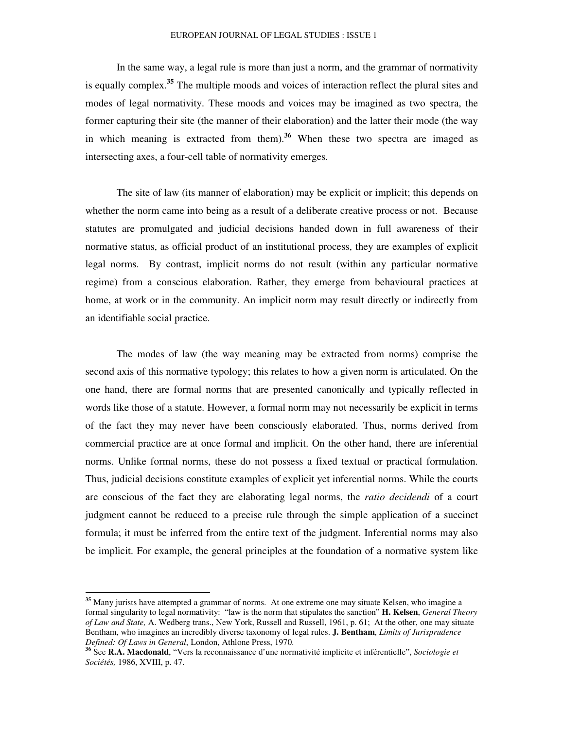In the same way, a legal rule is more than just a norm, and the grammar of normativity is equally complex.[35] The multiple moods and voices of interaction reflect the plural sites and modes of legal normativity. These moods and voices may be imagined as two spectra, the former capturing their site (the manner of their elaboration) and the latter their mode (the way in which meaning is extracted from them).[36] When these two spectra are imaged as intersecting axes, a four-cell table of normativity emerges.

The site of law (its manner of elaboration) may be explicit or implicit; this depends on whether the norm came into being as a result of a deliberate creative process or not. Because statutes are promulgated and judicial decisions handed down in full awareness of their normative status, as official product of an institutional process, they are examples of explicit legal norms. By contrast, implicit norms do not result (within any particular normative regime) from a conscious elaboration. Rather, they emerge from behavioural practices at home, at work or in the community. An implicit norm may result directly or indirectly from an identifiable social practice.

The modes of law (the way meaning may be extracted from norms) comprise the second axis of this normative typology; this relates to how a given norm is articulated. On the one hand, there are formal norms that are presented canonically and typically reflected in words like those of a statute. However, a formal norm may not necessarily be explicit in terms of the fact they may never have been consciously elaborated. Thus, norms derived from commercial practice are at once formal and implicit. On the other hand, there are inferential norms. Unlike formal norms, these do not possess a fixed textual or practical formulation. Thus, judicial decisions constitute examples of explicit yet inferential norms. While the courts are conscious of the fact they are elaborating legal norms, the *ratio decidendi* of a court judgment cannot be reduced to a precise rule through the simple application of a succinct formula; it must be inferred from the entire text of the judgment. Inferential norms may also be implicit. For example, the general principles at the foundation of a normative system like

---

[35] Many jurists have attempted a grammar of norms. At one extreme one may situate Kelsen, who imagine a formal singularity to legal normativity: "law is the norm that stipulates the sanction" **H. Kelsen**, *General Theory of Law and State,* A. Wedberg trans., New York, Russell and Russell, 1961, p. 61; At the other, one may situate Bentham, who imagines an incredibly diverse taxonomy of legal rules. **J. Bentham**, *Limits of Jurisprudence Defined: Of Laws in General*, London, Athlone Press, 1970.

[36] See **R.A. Macdonald**, "Vers la reconnaissance d'une normativité implicite et inférentielle", *Sociologie et Sociétés,* 1986, XVIII, p. 47.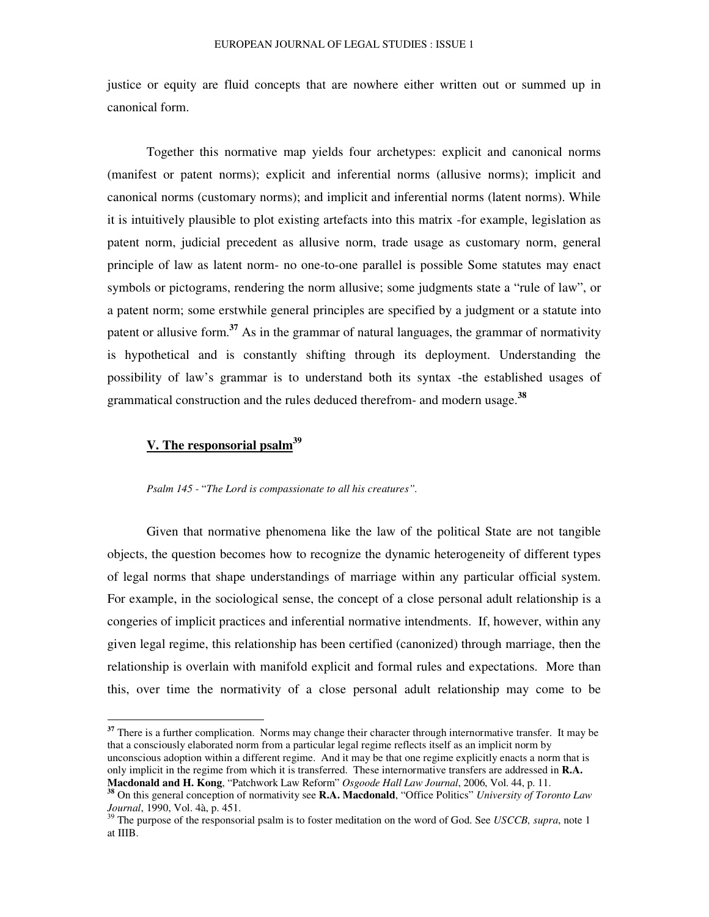justice or equity are fluid concepts that are nowhere either written out or summed up in canonical form.

Together this normative map yields four archetypes: explicit and canonical norms (manifest or patent norms); explicit and inferential norms (allusive norms); implicit and canonical norms (customary norms); and implicit and inferential norms (latent norms). While it is intuitively plausible to plot existing artefacts into this matrix -for example, legislation as patent norm, judicial precedent as allusive norm, trade usage as customary norm, general principle of law as latent norm- no one-to-one parallel is possible Some statutes may enact symbols or pictograms, rendering the norm allusive; some judgments state a "rule of law", or a patent norm; some erstwhile general principles are specified by a judgment or a statute into patent or allusive form.[37] As in the grammar of natural languages, the grammar of normativity is hypothetical and is constantly shifting through its deployment. Understanding the possibility of law's grammar is to understand both its syntax -the established usages of grammatical construction and the rules deduced therefrom- and modern usage.[38]

## V. The responsorial psalm[39]

*Psalm 145 - "The Lord is compassionate to all his creatures".*

Given that normative phenomena like the law of the political State are not tangible objects, the question becomes how to recognize the dynamic heterogeneity of different types of legal norms that shape understandings of marriage within any particular official system. For example, in the sociological sense, the concept of a close personal adult relationship is a congeries of implicit practices and inferential normative intendments. If, however, within any given legal regime, this relationship has been certified (canonized) through marriage, then the relationship is overlain with manifold explicit and formal rules and expectations. More than this, over time the normativity of a close personal adult relationship may come to be

---

[37] There is a further complication. Norms may change their character through internormative transfer. It may be that a consciously elaborated norm from a particular legal regime reflects itself as an implicit norm by unconscious adoption within a different regime. And it may be that one regime explicitly enacts a norm that is only implicit in the regime from which it is transferred. These internormative transfers are addressed in **R.A. Macdonald and H. Kong**, "Patchwork Law Reform" *Osgoode Hall Law Journal*, 2006, Vol. 44, p. 11.

[38] On this general conception of normativity see **R.A. Macdonald**, "Office Politics" *University of Toronto Law Journal*, 1990, Vol. 4à, p. 451.

[39] The purpose of the responsorial psalm is to foster meditation on the word of God. See *USCCB, supra*, note 1 at IIIB.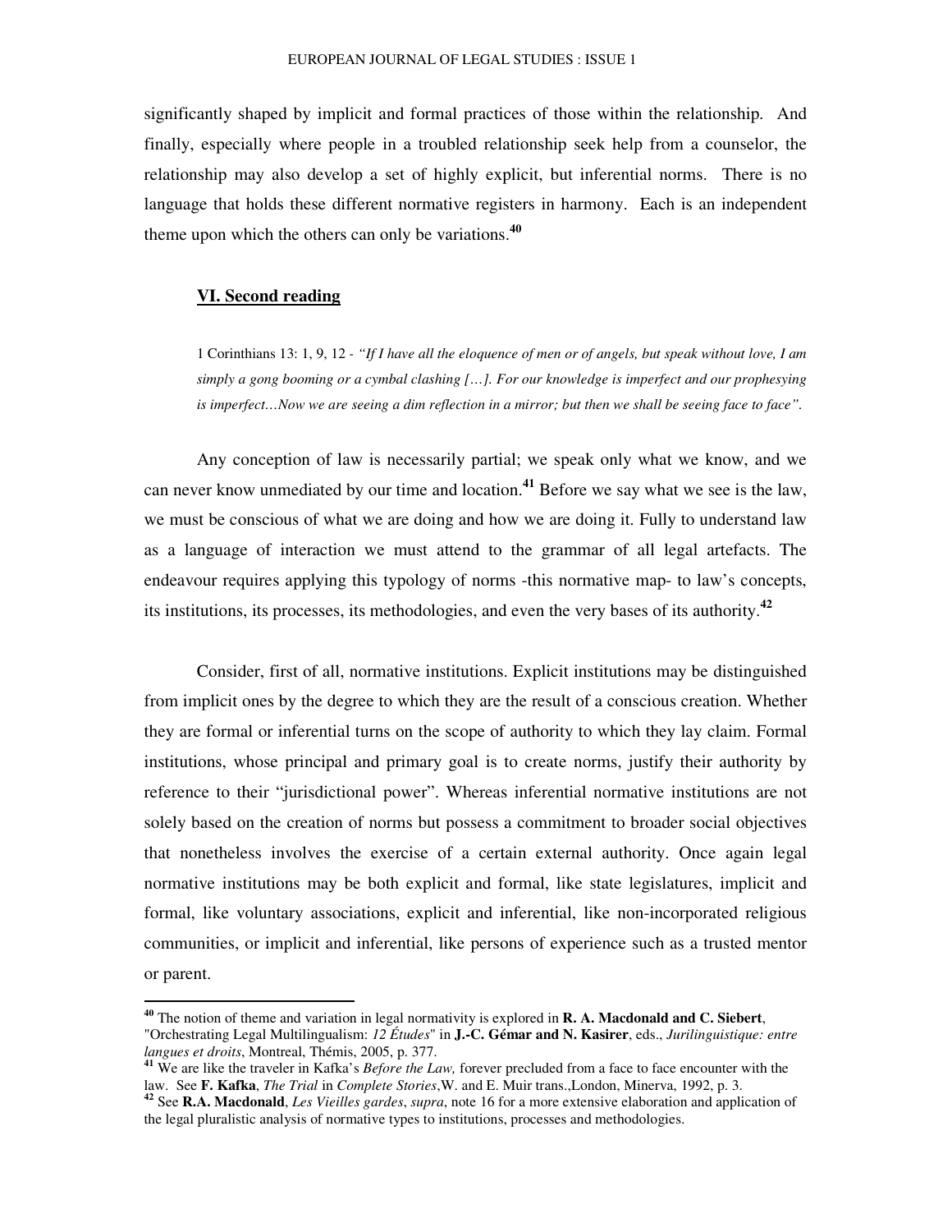significantly shaped by implicit and formal practices of those within the relationship. And finally, especially where people in a troubled relationship seek help from a counselor, the relationship may also develop a set of highly explicit, but inferential norms. There is no language that holds these different normative registers in harmony. Each is an independent theme upon which the others can only be variations.[40]

## VI. Second reading

> 1 Corinthians 13: 1, 9, 12 - *"If I have all the eloquence of men or of angels, but speak without love, I am simply a gong booming or a cymbal clashing […]. For our knowledge is imperfect and our prophesying is imperfect…Now we are seeing a dim reflection in a mirror; but then we shall be seeing face to face".*

Any conception of law is necessarily partial; we speak only what we know, and we can never know unmediated by our time and location.[41] Before we say what we see is the law, we must be conscious of what we are doing and how we are doing it. Fully to understand law as a language of interaction we must attend to the grammar of all legal artefacts. The endeavour requires applying this typology of norms -this normative map- to law's concepts, its institutions, its processes, its methodologies, and even the very bases of its authority.[42]

Consider, first of all, normative institutions. Explicit institutions may be distinguished from implicit ones by the degree to which they are the result of a conscious creation. Whether they are formal or inferential turns on the scope of authority to which they lay claim. Formal institutions, whose principal and primary goal is to create norms, justify their authority by reference to their "jurisdictional power". Whereas inferential normative institutions are not solely based on the creation of norms but possess a commitment to broader social objectives that nonetheless involves the exercise of a certain external authority. Once again legal normative institutions may be both explicit and formal, like state legislatures, implicit and formal, like voluntary associations, explicit and inferential, like non-incorporated religious communities, or implicit and inferential, like persons of experience such as a trusted mentor or parent.

---

[40] The notion of theme and variation in legal normativity is explored in **R. A. Macdonald and C. Siebert**, "Orchestrating Legal Multilingualism: *12 Études*" in **J.-C. Gémar and N. Kasirer**, eds., *Jurilinguistique: entre langues et droits*, Montreal, Thémis, 2005, p. 377.

[41] We are like the traveler in Kafka's *Before the Law,* forever precluded from a face to face encounter with the law. See **F. Kafka**, *The Trial* in *Complete Stories*,W. and E. Muir trans.,London, Minerva, 1992, p. 3.

[42] See **R.A. Macdonald**, *Les Vieilles gardes*, *supra*, note 16 for a more extensive elaboration and application of the legal pluralistic analysis of normative types to institutions, processes and methodologies.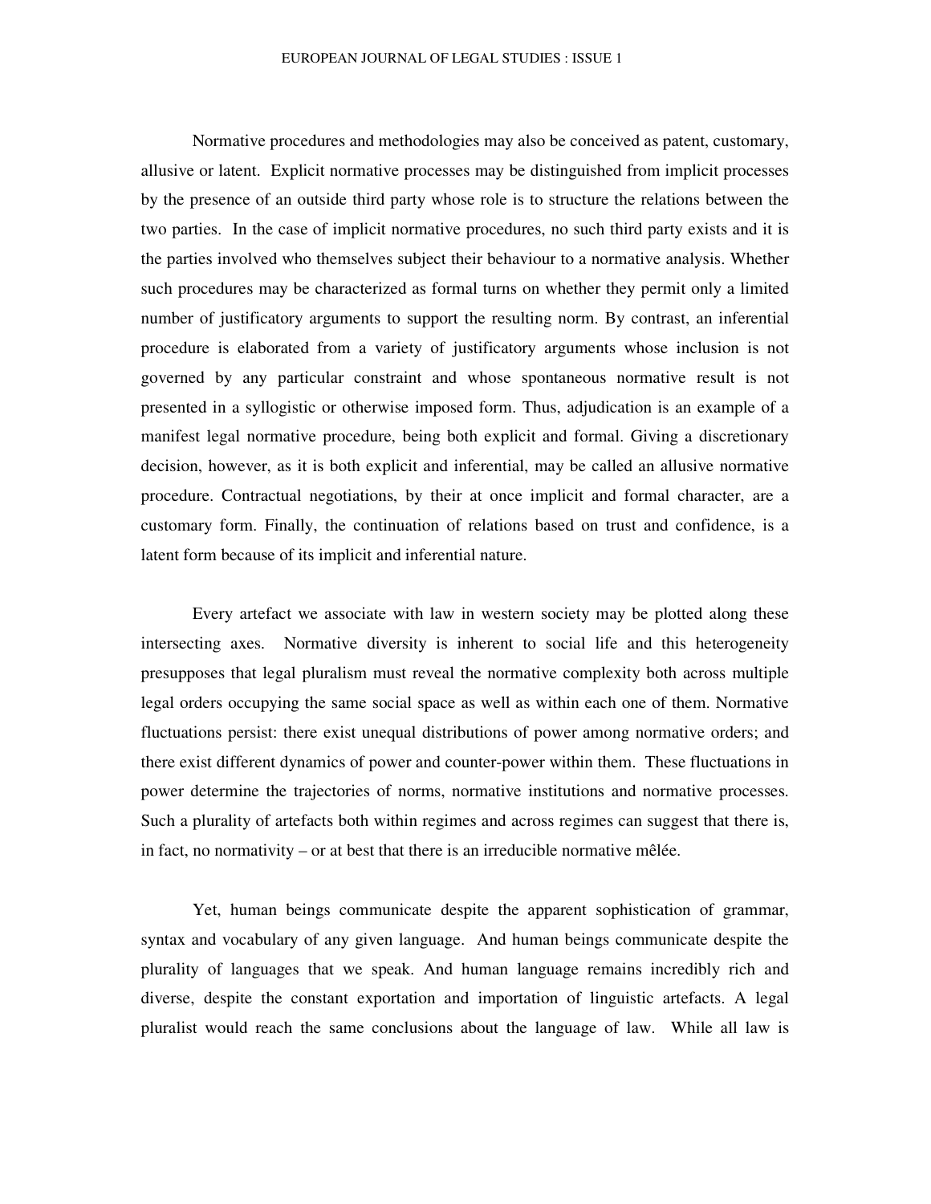Normative procedures and methodologies may also be conceived as patent, customary, allusive or latent. Explicit normative processes may be distinguished from implicit processes by the presence of an outside third party whose role is to structure the relations between the two parties. In the case of implicit normative procedures, no such third party exists and it is the parties involved who themselves subject their behaviour to a normative analysis. Whether such procedures may be characterized as formal turns on whether they permit only a limited number of justificatory arguments to support the resulting norm. By contrast, an inferential procedure is elaborated from a variety of justificatory arguments whose inclusion is not governed by any particular constraint and whose spontaneous normative result is not presented in a syllogistic or otherwise imposed form. Thus, adjudication is an example of a manifest legal normative procedure, being both explicit and formal. Giving a discretionary decision, however, as it is both explicit and inferential, may be called an allusive normative procedure. Contractual negotiations, by their at once implicit and formal character, are a customary form. Finally, the continuation of relations based on trust and confidence, is a latent form because of its implicit and inferential nature.

Every artefact we associate with law in western society may be plotted along these intersecting axes. Normative diversity is inherent to social life and this heterogeneity presupposes that legal pluralism must reveal the normative complexity both across multiple legal orders occupying the same social space as well as within each one of them. Normative fluctuations persist: there exist unequal distributions of power among normative orders; and there exist different dynamics of power and counter-power within them. These fluctuations in power determine the trajectories of norms, normative institutions and normative processes. Such a plurality of artefacts both within regimes and across regimes can suggest that there is, in fact, no normativity – or at best that there is an irreducible normative mêlée.

Yet, human beings communicate despite the apparent sophistication of grammar, syntax and vocabulary of any given language. And human beings communicate despite the plurality of languages that we speak. And human language remains incredibly rich and diverse, despite the constant exportation and importation of linguistic artefacts. A legal pluralist would reach the same conclusions about the language of law. While all law is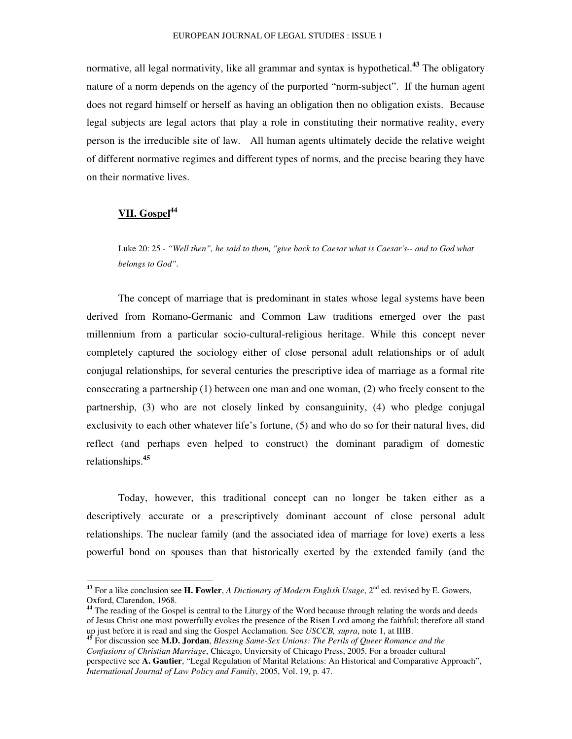normative, all legal normativity, like all grammar and syntax is hypothetical.[43] The obligatory nature of a norm depends on the agency of the purported "norm-subject". If the human agent does not regard himself or herself as having an obligation then no obligation exists. Because legal subjects are legal actors that play a role in constituting their normative reality, every person is the irreducible site of law. All human agents ultimately decide the relative weight of different normative regimes and different types of norms, and the precise bearing they have on their normative lives.

## VII. Gospel[44]

> Luke 20: 25 - *"Well then", he said to them, "give back to Caesar what is Caesar's-- and to God what belongs to God".*

The concept of marriage that is predominant in states whose legal systems have been derived from Romano-Germanic and Common Law traditions emerged over the past millennium from a particular socio-cultural-religious heritage. While this concept never completely captured the sociology either of close personal adult relationships or of adult conjugal relationships, for several centuries the prescriptive idea of marriage as a formal rite consecrating a partnership (1) between one man and one woman, (2) who freely consent to the partnership, (3) who are not closely linked by consanguinity, (4) who pledge conjugal exclusivity to each other whatever life's fortune, (5) and who do so for their natural lives, did reflect (and perhaps even helped to construct) the dominant paradigm of domestic relationships.[45]

Today, however, this traditional concept can no longer be taken either as a descriptively accurate or a prescriptively dominant account of close personal adult relationships. The nuclear family (and the associated idea of marriage for love) exerts a less powerful bond on spouses than that historically exerted by the extended family (and the

---

[43] For a like conclusion see **H. Fowler**, *A Dictionary of Modern English Usage*, 2nd ed. revised by E. Gowers, Oxford, Clarendon, 1968.

[44] The reading of the Gospel is central to the Liturgy of the Word because through relating the words and deeds of Jesus Christ one most powerfully evokes the presence of the Risen Lord among the faithful; therefore all stand up just before it is read and sing the Gospel Acclamation. See *USCCB, supra*, note 1, at IIIB.

[45] For discussion see **M.D. Jordan**, *Blessing Same-Sex Unions: The Perils of Queer Romance and the Confusions of Christian Marriage*, Chicago, Unviersity of Chicago Press, 2005. For a broader cultural perspective see **A. Gautier**, "Legal Regulation of Marital Relations: An Historical and Comparative Approach", *International Journal of Law Policy and Family*, 2005, Vol. 19, p. 47.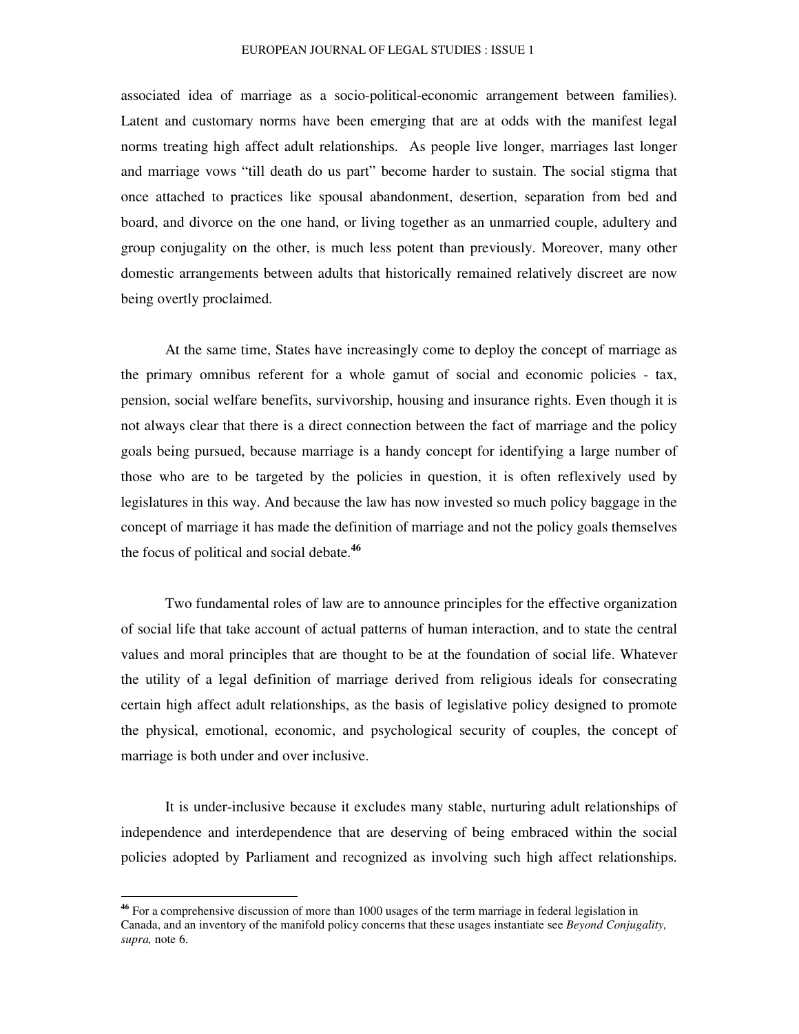associated idea of marriage as a socio-political-economic arrangement between families). Latent and customary norms have been emerging that are at odds with the manifest legal norms treating high affect adult relationships. As people live longer, marriages last longer and marriage vows "till death do us part" become harder to sustain. The social stigma that once attached to practices like spousal abandonment, desertion, separation from bed and board, and divorce on the one hand, or living together as an unmarried couple, adultery and group conjugality on the other, is much less potent than previously. Moreover, many other domestic arrangements between adults that historically remained relatively discreet are now being overtly proclaimed.

At the same time, States have increasingly come to deploy the concept of marriage as the primary omnibus referent for a whole gamut of social and economic policies - tax, pension, social welfare benefits, survivorship, housing and insurance rights. Even though it is not always clear that there is a direct connection between the fact of marriage and the policy goals being pursued, because marriage is a handy concept for identifying a large number of those who are to be targeted by the policies in question, it is often reflexively used by legislatures in this way. And because the law has now invested so much policy baggage in the concept of marriage it has made the definition of marriage and not the policy goals themselves the focus of political and social debate.[46]

Two fundamental roles of law are to announce principles for the effective organization of social life that take account of actual patterns of human interaction, and to state the central values and moral principles that are thought to be at the foundation of social life. Whatever the utility of a legal definition of marriage derived from religious ideals for consecrating certain high affect adult relationships, as the basis of legislative policy designed to promote the physical, emotional, economic, and psychological security of couples, the concept of marriage is both under and over inclusive.

It is under-inclusive because it excludes many stable, nurturing adult relationships of independence and interdependence that are deserving of being embraced within the social policies adopted by Parliament and recognized as involving such high affect relationships.

---

[46] For a comprehensive discussion of more than 1000 usages of the term marriage in federal legislation in Canada, and an inventory of the manifold policy concerns that these usages instantiate see *Beyond Conjugality, supra,* note 6.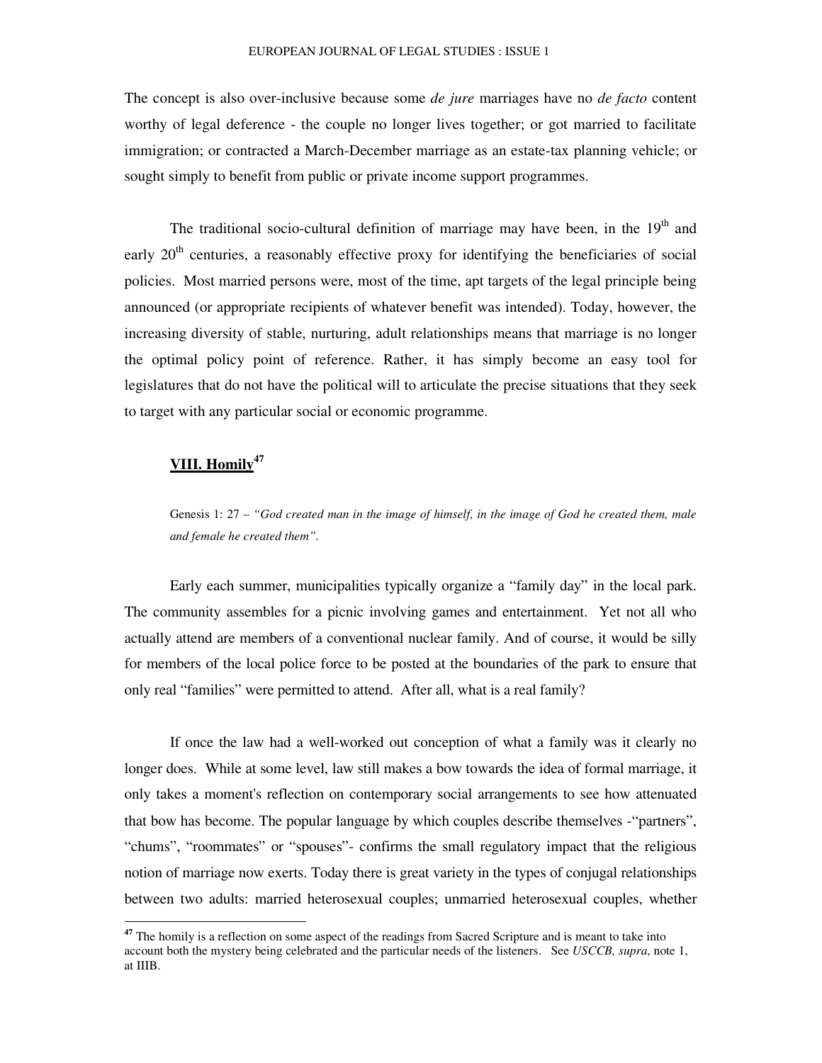The concept is also over-inclusive because some *de jure* marriages have no *de facto* content worthy of legal deference - the couple no longer lives together; or got married to facilitate immigration; or contracted a March-December marriage as an estate-tax planning vehicle; or sought simply to benefit from public or private income support programmes.

The traditional socio-cultural definition of marriage may have been, in the 19th and early 20th centuries, a reasonably effective proxy for identifying the beneficiaries of social policies. Most married persons were, most of the time, apt targets of the legal principle being announced (or appropriate recipients of whatever benefit was intended). Today, however, the increasing diversity of stable, nurturing, adult relationships means that marriage is no longer the optimal policy point of reference. Rather, it has simply become an easy tool for legislatures that do not have the political will to articulate the precise situations that they seek to target with any particular social or economic programme.

## **VIII. Homily**[47]

> Genesis 1: 27 – *"God created man in the image of himself, in the image of God he created them, male and female he created them".*

Early each summer, municipalities typically organize a "family day" in the local park. The community assembles for a picnic involving games and entertainment. Yet not all who actually attend are members of a conventional nuclear family. And of course, it would be silly for members of the local police force to be posted at the boundaries of the park to ensure that only real "families" were permitted to attend. After all, what is a real family?

If once the law had a well-worked out conception of what a family was it clearly no longer does. While at some level, law still makes a bow towards the idea of formal marriage, it only takes a moment's reflection on contemporary social arrangements to see how attenuated that bow has become. The popular language by which couples describe themselves -"partners", "chums", "roommates" or "spouses"- confirms the small regulatory impact that the religious notion of marriage now exerts. Today there is great variety in the types of conjugal relationships between two adults: married heterosexual couples; unmarried heterosexual couples, whether

---

[47] The homily is a reflection on some aspect of the readings from Sacred Scripture and is meant to take into account both the mystery being celebrated and the particular needs of the listeners. See *USCCB, supra*, note 1, at IIIB.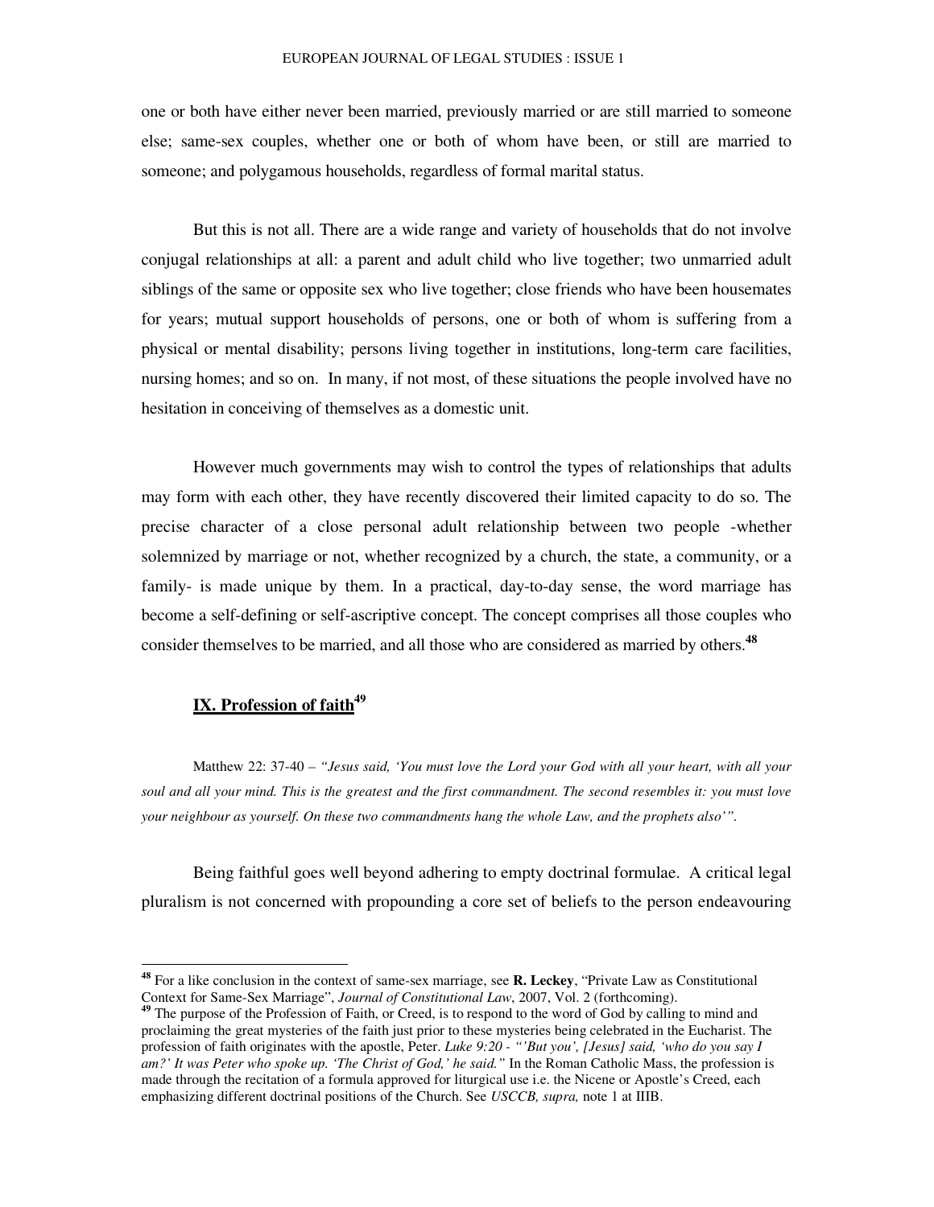one or both have either never been married, previously married or are still married to someone else; same-sex couples, whether one or both of whom have been, or still are married to someone; and polygamous households, regardless of formal marital status.

But this is not all. There are a wide range and variety of households that do not involve conjugal relationships at all: a parent and adult child who live together; two unmarried adult siblings of the same or opposite sex who live together; close friends who have been housemates for years; mutual support households of persons, one or both of whom is suffering from a physical or mental disability; persons living together in institutions, long-term care facilities, nursing homes; and so on. In many, if not most, of these situations the people involved have no hesitation in conceiving of themselves as a domestic unit.

However much governments may wish to control the types of relationships that adults may form with each other, they have recently discovered their limited capacity to do so. The precise character of a close personal adult relationship between two people -whether solemnized by marriage or not, whether recognized by a church, the state, a community, or a family- is made unique by them. In a practical, day-to-day sense, the word marriage has become a self-defining or self-ascriptive concept. The concept comprises all those couples who consider themselves to be married, and all those who are considered as married by others.[48]

## IX. Profession of faith[49]

Matthew 22: 37-40 – *"Jesus said, 'You must love the Lord your God with all your heart, with all your soul and all your mind. This is the greatest and the first commandment. The second resembles it: you must love your neighbour as yourself. On these two commandments hang the whole Law, and the prophets also'".*

Being faithful goes well beyond adhering to empty doctrinal formulae. A critical legal pluralism is not concerned with propounding a core set of beliefs to the person endeavouring

---

[48] For a like conclusion in the context of same-sex marriage, see **R. Leckey**, "Private Law as Constitutional Context for Same-Sex Marriage", *Journal of Constitutional Law*, 2007, Vol. 2 (forthcoming).

[49] The purpose of the Profession of Faith, or Creed, is to respond to the word of God by calling to mind and proclaiming the great mysteries of the faith just prior to these mysteries being celebrated in the Eucharist. The profession of faith originates with the apostle, Peter. *Luke 9:20 - "'But you', [Jesus] said, 'who do you say I am?' It was Peter who spoke up. 'The Christ of God,' he said."* In the Roman Catholic Mass, the profession is made through the recitation of a formula approved for liturgical use i.e. the Nicene or Apostle's Creed, each emphasizing different doctrinal positions of the Church. See *USCCB, supra,* note 1 at IIIB.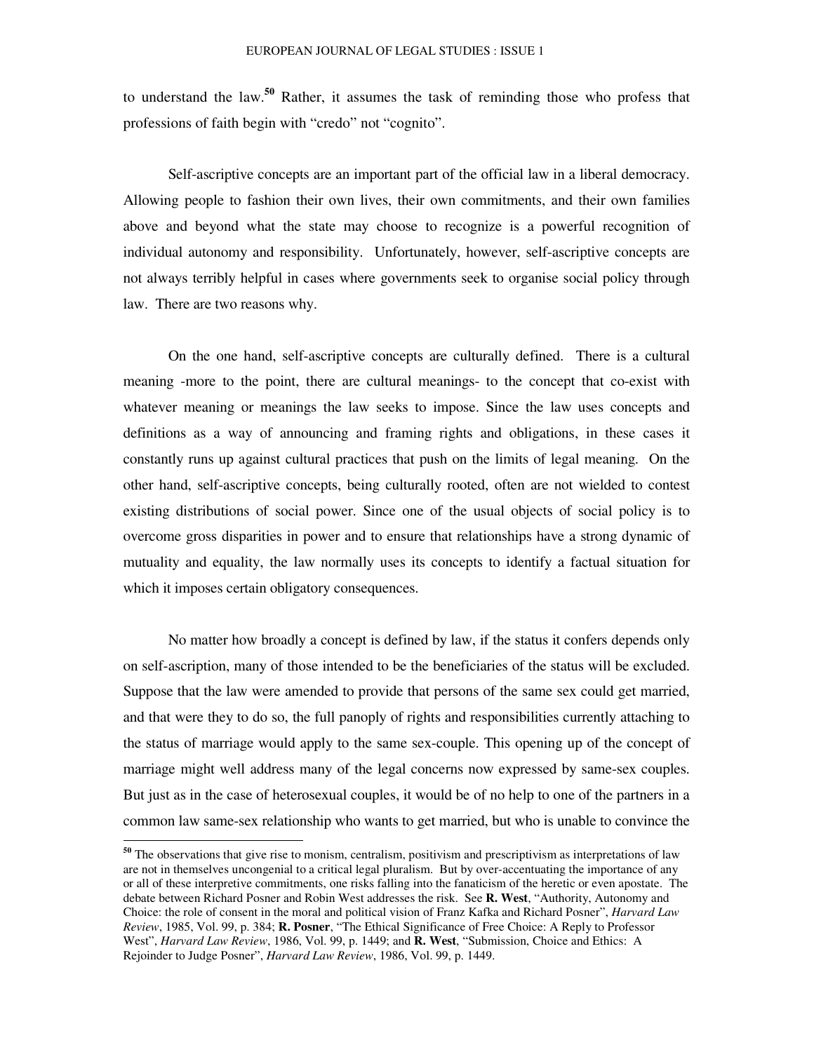to understand the law.[50] Rather, it assumes the task of reminding those who profess that professions of faith begin with "credo" not "cognito".

Self-ascriptive concepts are an important part of the official law in a liberal democracy. Allowing people to fashion their own lives, their own commitments, and their own families above and beyond what the state may choose to recognize is a powerful recognition of individual autonomy and responsibility. Unfortunately, however, self-ascriptive concepts are not always terribly helpful in cases where governments seek to organise social policy through law. There are two reasons why.

On the one hand, self-ascriptive concepts are culturally defined. There is a cultural meaning -more to the point, there are cultural meanings- to the concept that co-exist with whatever meaning or meanings the law seeks to impose. Since the law uses concepts and definitions as a way of announcing and framing rights and obligations, in these cases it constantly runs up against cultural practices that push on the limits of legal meaning. On the other hand, self-ascriptive concepts, being culturally rooted, often are not wielded to contest existing distributions of social power. Since one of the usual objects of social policy is to overcome gross disparities in power and to ensure that relationships have a strong dynamic of mutuality and equality, the law normally uses its concepts to identify a factual situation for which it imposes certain obligatory consequences.

No matter how broadly a concept is defined by law, if the status it confers depends only on self-ascription, many of those intended to be the beneficiaries of the status will be excluded. Suppose that the law were amended to provide that persons of the same sex could get married, and that were they to do so, the full panoply of rights and responsibilities currently attaching to the status of marriage would apply to the same sex-couple. This opening up of the concept of marriage might well address many of the legal concerns now expressed by same-sex couples. But just as in the case of heterosexual couples, it would be of no help to one of the partners in a common law same-sex relationship who wants to get married, but who is unable to convince the

---

[50] The observations that give rise to monism, centralism, positivism and prescriptivism as interpretations of law are not in themselves uncongenial to a critical legal pluralism. But by over-accentuating the importance of any or all of these interpretive commitments, one risks falling into the fanaticism of the heretic or even apostate. The debate between Richard Posner and Robin West addresses the risk. See **R. West**, "Authority, Autonomy and Choice: the role of consent in the moral and political vision of Franz Kafka and Richard Posner", *Harvard Law Review*, 1985, Vol. 99, p. 384; **R. Posner**, "The Ethical Significance of Free Choice: A Reply to Professor West", *Harvard Law Review*, 1986, Vol. 99, p. 1449; and **R. West**, "Submission, Choice and Ethics: A Rejoinder to Judge Posner", *Harvard Law Review*, 1986, Vol. 99, p. 1449.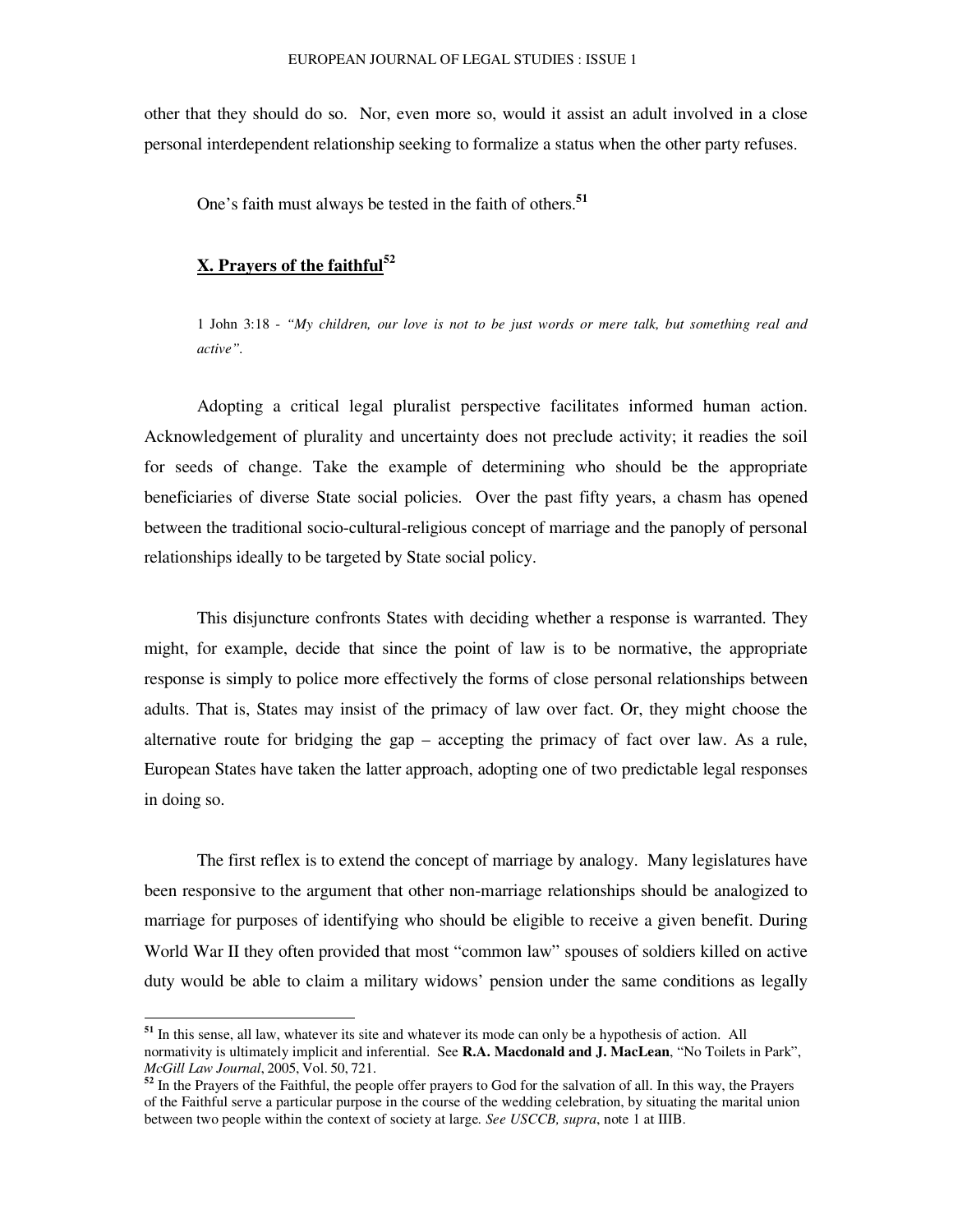other that they should do so. Nor, even more so, would it assist an adult involved in a close personal interdependent relationship seeking to formalize a status when the other party refuses.

One's faith must always be tested in the faith of others.[51]

## X. Prayers of the faithful[52]

1 John 3:18 - *"My children, our love is not to be just words or mere talk, but something real and active".*

Adopting a critical legal pluralist perspective facilitates informed human action. Acknowledgement of plurality and uncertainty does not preclude activity; it readies the soil for seeds of change. Take the example of determining who should be the appropriate beneficiaries of diverse State social policies. Over the past fifty years, a chasm has opened between the traditional socio-cultural-religious concept of marriage and the panoply of personal relationships ideally to be targeted by State social policy.

This disjuncture confronts States with deciding whether a response is warranted. They might, for example, decide that since the point of law is to be normative, the appropriate response is simply to police more effectively the forms of close personal relationships between adults. That is, States may insist of the primacy of law over fact. Or, they might choose the alternative route for bridging the gap – accepting the primacy of fact over law. As a rule, European States have taken the latter approach, adopting one of two predictable legal responses in doing so.

The first reflex is to extend the concept of marriage by analogy. Many legislatures have been responsive to the argument that other non-marriage relationships should be analogized to marriage for purposes of identifying who should be eligible to receive a given benefit. During World War II they often provided that most "common law" spouses of soldiers killed on active duty would be able to claim a military widows' pension under the same conditions as legally

---

[51] In this sense, all law, whatever its site and whatever its mode can only be a hypothesis of action. All normativity is ultimately implicit and inferential. See **R.A. Macdonald and J. MacLean**, "No Toilets in Park", *McGill Law Journal*, 2005, Vol. 50, 721.

[52] In the Prayers of the Faithful, the people offer prayers to God for the salvation of all. In this way, the Prayers of the Faithful serve a particular purpose in the course of the wedding celebration, by situating the marital union between two people within the context of society at large. *See USCCB, supra*, note 1 at IIIB.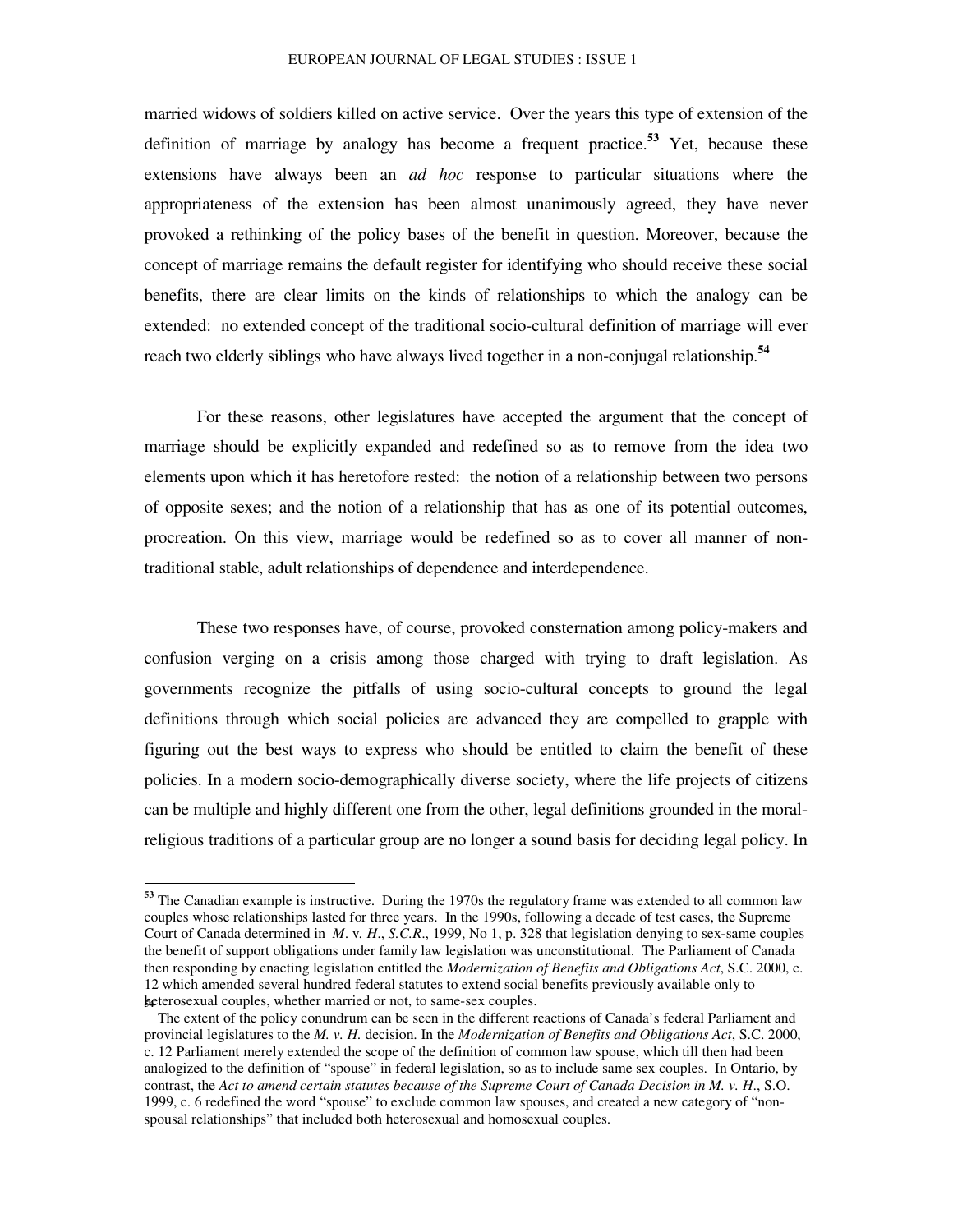married widows of soldiers killed on active service. Over the years this type of extension of the definition of marriage by analogy has become a frequent practice.[53] Yet, because these extensions have always been an *ad hoc* response to particular situations where the appropriateness of the extension has been almost unanimously agreed, they have never provoked a rethinking of the policy bases of the benefit in question. Moreover, because the concept of marriage remains the default register for identifying who should receive these social benefits, there are clear limits on the kinds of relationships to which the analogy can be extended: no extended concept of the traditional socio-cultural definition of marriage will ever reach two elderly siblings who have always lived together in a non-conjugal relationship.[54]

For these reasons, other legislatures have accepted the argument that the concept of marriage should be explicitly expanded and redefined so as to remove from the idea two elements upon which it has heretofore rested: the notion of a relationship between two persons of opposite sexes; and the notion of a relationship that has as one of its potential outcomes, procreation. On this view, marriage would be redefined so as to cover all manner of non-traditional stable, adult relationships of dependence and interdependence.

These two responses have, of course, provoked consternation among policy-makers and confusion verging on a crisis among those charged with trying to draft legislation. As governments recognize the pitfalls of using socio-cultural concepts to ground the legal definitions through which social policies are advanced they are compelled to grapple with figuring out the best ways to express who should be entitled to claim the benefit of these policies. In a modern socio-demographically diverse society, where the life projects of citizens can be multiple and highly different one from the other, legal definitions grounded in the moral-religious traditions of a particular group are no longer a sound basis for deciding legal policy. In

---

[53] The Canadian example is instructive. During the 1970s the regulatory frame was extended to all common law couples whose relationships lasted for three years. In the 1990s, following a decade of test cases, the Supreme Court of Canada determined in *M*. v. *H*., *S.C.R*., 1999, No 1, p. 328 that legislation denying to sex-same couples the benefit of support obligations under family law legislation was unconstitutional. The Parliament of Canada then responding by enacting legislation entitled the *Modernization of Benefits and Obligations Act*, S.C. 2000, c. 12 which amended several hundred federal statutes to extend social benefits previously available only to heterosexual couples, whether married or not, to same-sex couples.

[54] The extent of the policy conundrum can be seen in the different reactions of Canada's federal Parliament and provincial legislatures to the *M. v. H.* decision. In the *Modernization of Benefits and Obligations Act*, S.C. 2000, c. 12 Parliament merely extended the scope of the definition of common law spouse, which till then had been analogized to the definition of "spouse" in federal legislation, so as to include same sex couples. In Ontario, by contrast, the *Act to amend certain statutes because of the Supreme Court of Canada Decision in M. v. H.*, S.O. 1999, c. 6 redefined the word "spouse" to exclude common law spouses, and created a new category of "non-spousal relationships" that included both heterosexual and homosexual couples.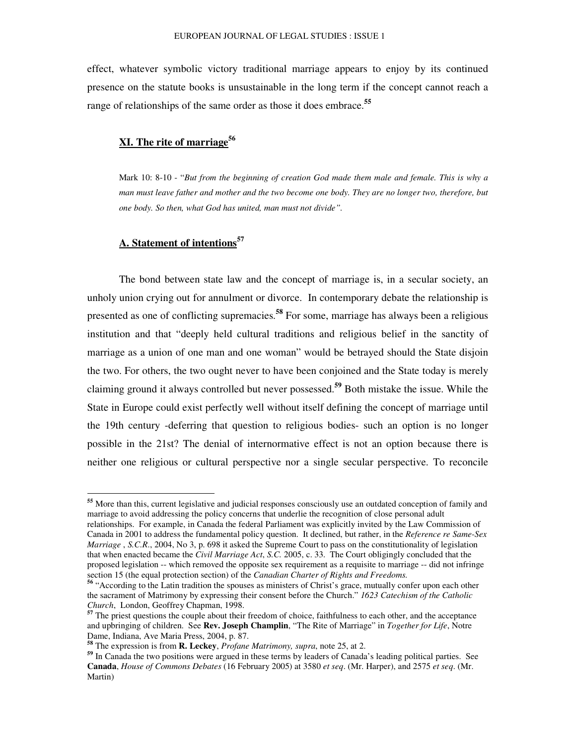effect, whatever symbolic victory traditional marriage appears to enjoy by its continued presence on the statute books is unsustainable in the long term if the concept cannot reach a range of relationships of the same order as those it does embrace.[55]

## XI. The rite of marriage[56]

> Mark 10: 8-10 - "*But from the beginning of creation God made them male and female. This is why a man must leave father and mother and the two become one body. They are no longer two, therefore, but one body. So then, what God has united, man must not divide"*.

### A. Statement of intentions[57]

The bond between state law and the concept of marriage is, in a secular society, an unholy union crying out for annulment or divorce. In contemporary debate the relationship is presented as one of conflicting supremacies.[58] For some, marriage has always been a religious institution and that "deeply held cultural traditions and religious belief in the sanctity of marriage as a union of one man and one woman" would be betrayed should the State disjoin the two. For others, the two ought never to have been conjoined and the State today is merely claiming ground it always controlled but never possessed.[59] Both mistake the issue. While the State in Europe could exist perfectly well without itself defining the concept of marriage until the 19th century -deferring that question to religious bodies- such an option is no longer possible in the 21st? The denial of internormative effect is not an option because there is neither one religious or cultural perspective nor a single secular perspective. To reconcile

---

[55] More than this, current legislative and judicial responses consciously use an outdated conception of family and marriage to avoid addressing the policy concerns that underlie the recognition of close personal adult relationships. For example, in Canada the federal Parliament was explicitly invited by the Law Commission of Canada in 2001 to address the fundamental policy question. It declined, but rather, in the *Reference re Same-Sex Marriage* , *S.C.R.*, 2004, No 3, p. 698 it asked the Supreme Court to pass on the constitutionality of legislation that when enacted became the *Civil Marriage Act*, *S.C.* 2005, c. 33. The Court obligingly concluded that the proposed legislation -- which removed the opposite sex requirement as a requisite to marriage -- did not infringe section 15 (the equal protection section) of the *Canadian Charter of Rights and Freedoms.*

[56] "According to the Latin tradition the spouses as ministers of Christ's grace, mutually confer upon each other the sacrament of Matrimony by expressing their consent before the Church." *1623 Catechism of the Catholic Church*, London, Geoffrey Chapman, 1998.

[57] The priest questions the couple about their freedom of choice, faithfulness to each other, and the acceptance and upbringing of children. See **Rev. Joseph Champlin**, "The Rite of Marriage" in *Together for Life*, Notre Dame, Indiana, Ave Maria Press, 2004, p. 87.

[58] The expression is from **R. Leckey**, *Profane Matrimony, supra*, note 25, at 2.

[59] In Canada the two positions were argued in these terms by leaders of Canada's leading political parties. See **Canada**, *House of Commons Debates* (16 February 2005) at 3580 *et seq*. (Mr. Harper), and 2575 *et seq*. (Mr. Martin)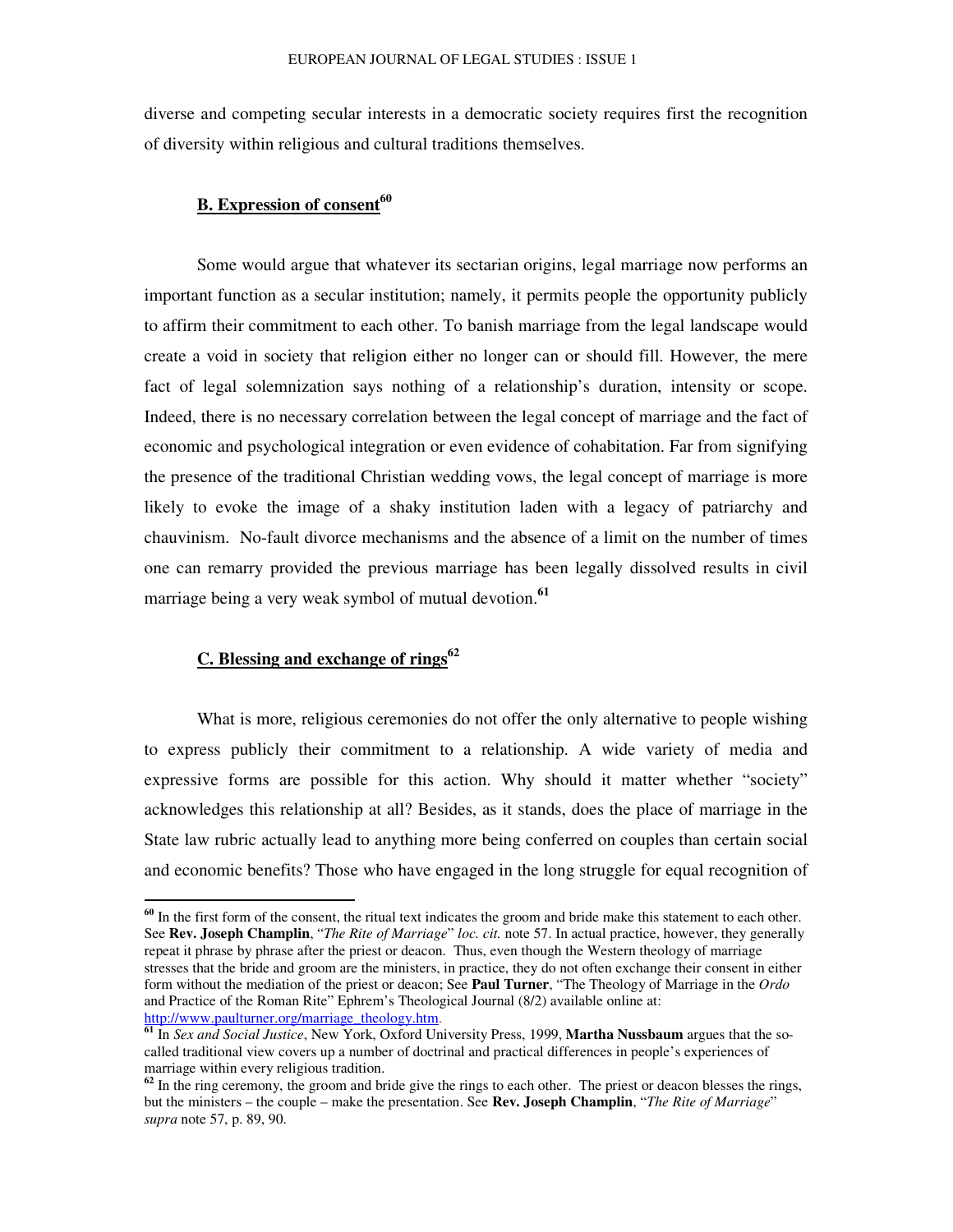diverse and competing secular interests in a democratic society requires first the recognition of diversity within religious and cultural traditions themselves.

### B. Expression of consent[60]

Some would argue that whatever its sectarian origins, legal marriage now performs an important function as a secular institution; namely, it permits people the opportunity publicly to affirm their commitment to each other. To banish marriage from the legal landscape would create a void in society that religion either no longer can or should fill. However, the mere fact of legal solemnization says nothing of a relationship's duration, intensity or scope. Indeed, there is no necessary correlation between the legal concept of marriage and the fact of economic and psychological integration or even evidence of cohabitation. Far from signifying the presence of the traditional Christian wedding vows, the legal concept of marriage is more likely to evoke the image of a shaky institution laden with a legacy of patriarchy and chauvinism. No-fault divorce mechanisms and the absence of a limit on the number of times one can remarry provided the previous marriage has been legally dissolved results in civil marriage being a very weak symbol of mutual devotion.[61]

### C. Blessing and exchange of rings[62]

What is more, religious ceremonies do not offer the only alternative to people wishing to express publicly their commitment to a relationship. A wide variety of media and expressive forms are possible for this action. Why should it matter whether "society" acknowledges this relationship at all? Besides, as it stands, does the place of marriage in the State law rubric actually lead to anything more being conferred on couples than certain social and economic benefits? Those who have engaged in the long struggle for equal recognition of

---

[60] In the first form of the consent, the ritual text indicates the groom and bride make this statement to each other. See **Rev. Joseph Champlin**, "*The Rite of Marriage*" *loc. cit.* note 57. In actual practice, however, they generally repeat it phrase by phrase after the priest or deacon. Thus, even though the Western theology of marriage stresses that the bride and groom are the ministers, in practice, they do not often exchange their consent in either form without the mediation of the priest or deacon; See **Paul Turner**, "The Theology of Marriage in the *Ordo* and Practice of the Roman Rite" Ephrem's Theological Journal (8/2) available online at: http://www.paulturner.org/marriage_theology.htm.

[61] In *Sex and Social Justice*, New York, Oxford University Press, 1999, **Martha Nussbaum** argues that the so-called traditional view covers up a number of doctrinal and practical differences in people's experiences of marriage within every religious tradition.

[62] In the ring ceremony, the groom and bride give the rings to each other. The priest or deacon blesses the rings, but the ministers – the couple – make the presentation. See **Rev. Joseph Champlin**, "*The Rite of Marriage*" *supra* note 57, p. 89, 90.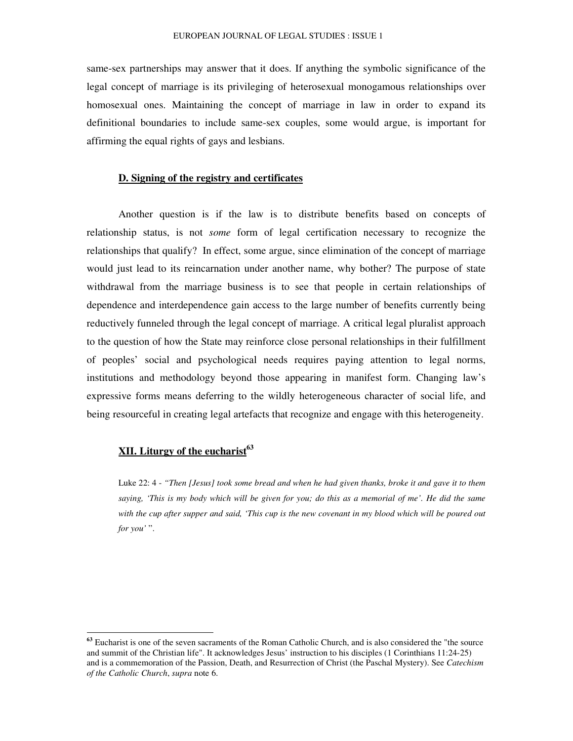same-sex partnerships may answer that it does. If anything the symbolic significance of the legal concept of marriage is its privileging of heterosexual monogamous relationships over homosexual ones. Maintaining the concept of marriage in law in order to expand its definitional boundaries to include same-sex couples, some would argue, is important for affirming the equal rights of gays and lesbians.

### D. Signing of the registry and certificates

Another question is if the law is to distribute benefits based on concepts of relationship status, is not *some* form of legal certification necessary to recognize the relationships that qualify? In effect, some argue, since elimination of the concept of marriage would just lead to its reincarnation under another name, why bother? The purpose of state withdrawal from the marriage business is to see that people in certain relationships of dependence and interdependence gain access to the large number of benefits currently being reductively funneled through the legal concept of marriage. A critical legal pluralist approach to the question of how the State may reinforce close personal relationships in their fulfillment of peoples' social and psychological needs requires paying attention to legal norms, institutions and methodology beyond those appearing in manifest form. Changing law's expressive forms means deferring to the wildly heterogeneous character of social life, and being resourceful in creating legal artefacts that recognize and engage with this heterogeneity.

## XII. Liturgy of the eucharist[63]

Luke 22: 4 - *"Then [Jesus] took some bread and when he had given thanks, broke it and gave it to them saying, 'This is my body which will be given for you; do this as a memorial of me'. He did the same with the cup after supper and said, 'This cup is the new covenant in my blood which will be poured out for you' "*.

---

[63] Eucharist is one of the seven sacraments of the Roman Catholic Church, and is also considered the "the source and summit of the Christian life". It acknowledges Jesus' instruction to his disciples (1 Corinthians 11:24-25) and is a commemoration of the Passion, Death, and Resurrection of Christ (the Paschal Mystery). See *Catechism of the Catholic Church*, *supra* note 6.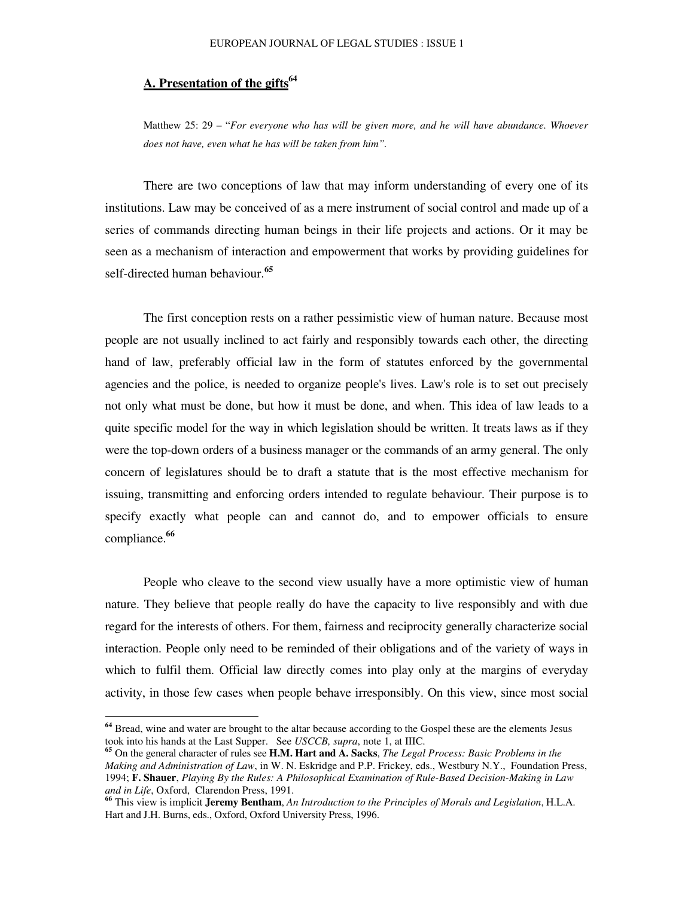## A. Presentation of the gifts[64]

> Matthew 25: 29 – "*For everyone who has will be given more, and he will have abundance. Whoever does not have, even what he has will be taken from him*".

There are two conceptions of law that may inform understanding of every one of its institutions. Law may be conceived of as a mere instrument of social control and made up of a series of commands directing human beings in their life projects and actions. Or it may be seen as a mechanism of interaction and empowerment that works by providing guidelines for self-directed human behaviour.[65]

The first conception rests on a rather pessimistic view of human nature. Because most people are not usually inclined to act fairly and responsibly towards each other, the directing hand of law, preferably official law in the form of statutes enforced by the governmental agencies and the police, is needed to organize people's lives. Law's role is to set out precisely not only what must be done, but how it must be done, and when. This idea of law leads to a quite specific model for the way in which legislation should be written. It treats laws as if they were the top-down orders of a business manager or the commands of an army general. The only concern of legislatures should be to draft a statute that is the most effective mechanism for issuing, transmitting and enforcing orders intended to regulate behaviour. Their purpose is to specify exactly what people can and cannot do, and to empower officials to ensure compliance.[66]

People who cleave to the second view usually have a more optimistic view of human nature. They believe that people really do have the capacity to live responsibly and with due regard for the interests of others. For them, fairness and reciprocity generally characterize social interaction. People only need to be reminded of their obligations and of the variety of ways in which to fulfil them. Official law directly comes into play only at the margins of everyday activity, in those few cases when people behave irresponsibly. On this view, since most social

---

[64] Bread, wine and water are brought to the altar because according to the Gospel these are the elements Jesus took into his hands at the Last Supper. See *USCCB, supra*, note 1, at IIIC.

[65] On the general character of rules see **H.M. Hart and A. Sacks**, *The Legal Process: Basic Problems in the Making and Administration of Law*, in W. N. Eskridge and P.P. Frickey, eds., Westbury N.Y., Foundation Press, 1994; **F. Shauer**, *Playing By the Rules: A Philosophical Examination of Rule-Based Decision-Making in Law and in Life*, Oxford, Clarendon Press, 1991.

[66] This view is implicit **Jeremy Bentham**, *An Introduction to the Principles of Morals and Legislation*, H.L.A. Hart and J.H. Burns, eds., Oxford, Oxford University Press, 1996.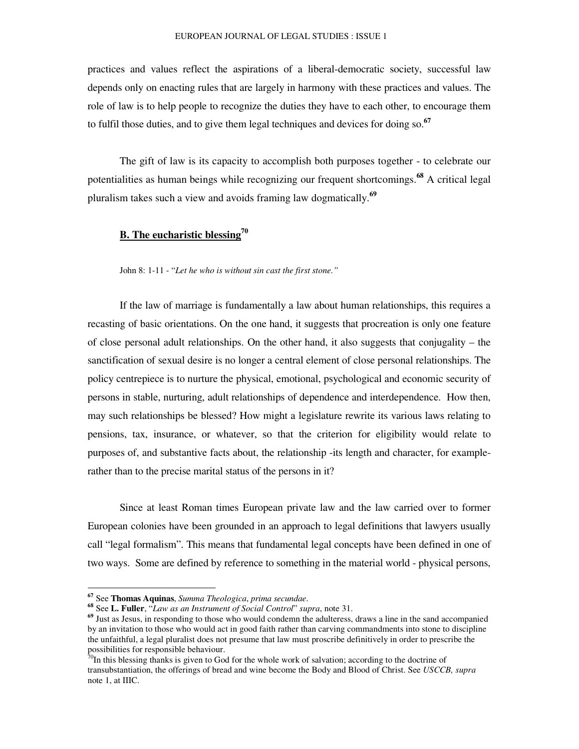practices and values reflect the aspirations of a liberal-democratic society, successful law depends only on enacting rules that are largely in harmony with these practices and values. The role of law is to help people to recognize the duties they have to each other, to encourage them to fulfil those duties, and to give them legal techniques and devices for doing so.[67]

The gift of law is its capacity to accomplish both purposes together - to celebrate our potentialities as human beings while recognizing our frequent shortcomings.[68] A critical legal pluralism takes such a view and avoids framing law dogmatically.[69]

### B. The eucharistic blessing[70]

John 8: 1-11 - "*Let he who is without sin cast the first stone.*"

If the law of marriage is fundamentally a law about human relationships, this requires a recasting of basic orientations. On the one hand, it suggests that procreation is only one feature of close personal adult relationships. On the other hand, it also suggests that conjugality – the sanctification of sexual desire is no longer a central element of close personal relationships. The policy centrepiece is to nurture the physical, emotional, psychological and economic security of persons in stable, nurturing, adult relationships of dependence and interdependence. How then, may such relationships be blessed? How might a legislature rewrite its various laws relating to pensions, tax, insurance, or whatever, so that the criterion for eligibility would relate to purposes of, and substantive facts about, the relationship -its length and character, for example-rather than to the precise marital status of the persons in it?

Since at least Roman times European private law and the law carried over to former European colonies have been grounded in an approach to legal definitions that lawyers usually call "legal formalism". This means that fundamental legal concepts have been defined in one of two ways. Some are defined by reference to something in the material world - physical persons,

---

[67] See **Thomas Aquinas**, *Summa Theologica*, *prima secundae*.

[68] See **L. Fuller**, "*Law as an Instrument of Social Control*" *supra*, note 31.

[69] Just as Jesus, in responding to those who would condemn the adulteress, draws a line in the sand accompanied by an invitation to those who would act in good faith rather than carving commandments into stone to discipline the unfaithful, a legal pluralist does not presume that law must proscribe definitively in order to prescribe the possibilities for responsible behaviour.

[70] In this blessing thanks is given to God for the whole work of salvation; according to the doctrine of transubstantiation, the offerings of bread and wine become the Body and Blood of Christ. See *USCCB, supra* note 1, at IIIC.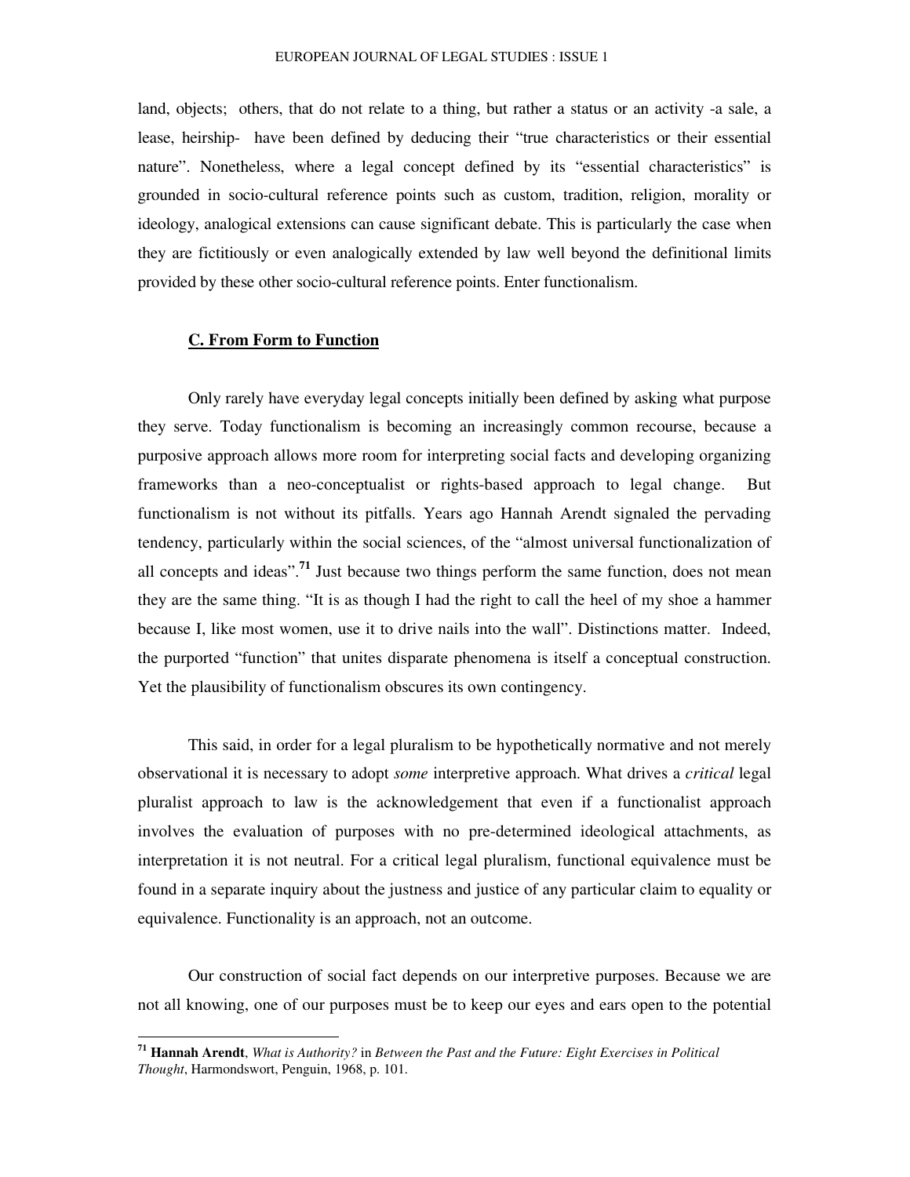land, objects; others, that do not relate to a thing, but rather a status or an activity -a sale, a lease, heirship- have been defined by deducing their "true characteristics or their essential nature". Nonetheless, where a legal concept defined by its "essential characteristics" is grounded in socio-cultural reference points such as custom, tradition, religion, morality or ideology, analogical extensions can cause significant debate. This is particularly the case when they are fictitiously or even analogically extended by law well beyond the definitional limits provided by these other socio-cultural reference points. Enter functionalism.

### C. From Form to Function

Only rarely have everyday legal concepts initially been defined by asking what purpose they serve. Today functionalism is becoming an increasingly common recourse, because a purposive approach allows more room for interpreting social facts and developing organizing frameworks than a neo-conceptualist or rights-based approach to legal change. But functionalism is not without its pitfalls. Years ago Hannah Arendt signaled the pervading tendency, particularly within the social sciences, of the "almost universal functionalization of all concepts and ideas".[71] Just because two things perform the same function, does not mean they are the same thing. "It is as though I had the right to call the heel of my shoe a hammer because I, like most women, use it to drive nails into the wall". Distinctions matter. Indeed, the purported "function" that unites disparate phenomena is itself a conceptual construction. Yet the plausibility of functionalism obscures its own contingency.

This said, in order for a legal pluralism to be hypothetically normative and not merely observational it is necessary to adopt *some* interpretive approach. What drives a *critical* legal pluralist approach to law is the acknowledgement that even if a functionalist approach involves the evaluation of purposes with no pre-determined ideological attachments, as interpretation it is not neutral. For a critical legal pluralism, functional equivalence must be found in a separate inquiry about the justness and justice of any particular claim to equality or equivalence. Functionality is an approach, not an outcome.

Our construction of social fact depends on our interpretive purposes. Because we are not all knowing, one of our purposes must be to keep our eyes and ears open to the potential

---

[71] **Hannah Arendt**, *What is Authority?* in *Between the Past and the Future: Eight Exercises in Political Thought*, Harmondswort, Penguin, 1968, p. 101.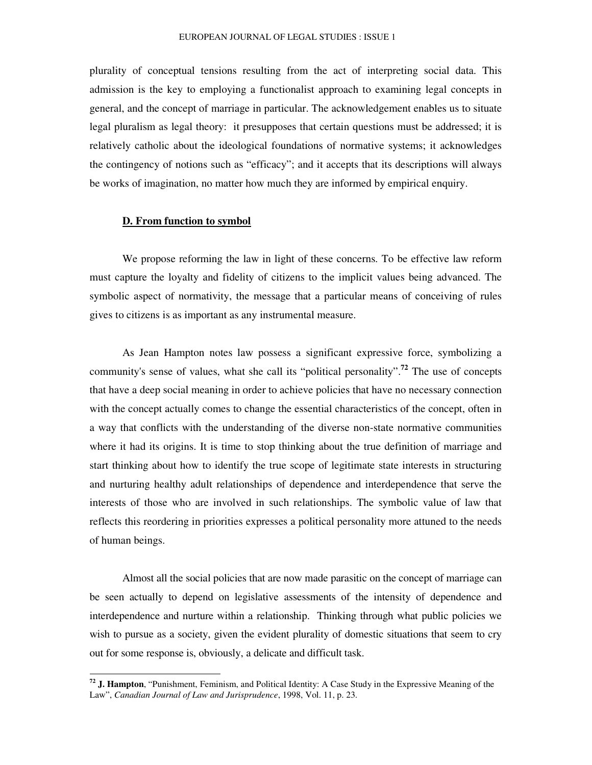plurality of conceptual tensions resulting from the act of interpreting social data. This admission is the key to employing a functionalist approach to examining legal concepts in general, and the concept of marriage in particular. The acknowledgement enables us to situate legal pluralism as legal theory: it presupposes that certain questions must be addressed; it is relatively catholic about the ideological foundations of normative systems; it acknowledges the contingency of notions such as "efficacy"; and it accepts that its descriptions will always be works of imagination, no matter how much they are informed by empirical enquiry.

## D. From function to symbol

We propose reforming the law in light of these concerns. To be effective law reform must capture the loyalty and fidelity of citizens to the implicit values being advanced. The symbolic aspect of normativity, the message that a particular means of conceiving of rules gives to citizens is as important as any instrumental measure.

As Jean Hampton notes law possess a significant expressive force, symbolizing a community's sense of values, what she call its "political personality".[72] The use of concepts that have a deep social meaning in order to achieve policies that have no necessary connection with the concept actually comes to change the essential characteristics of the concept, often in a way that conflicts with the understanding of the diverse non-state normative communities where it had its origins. It is time to stop thinking about the true definition of marriage and start thinking about how to identify the true scope of legitimate state interests in structuring and nurturing healthy adult relationships of dependence and interdependence that serve the interests of those who are involved in such relationships. The symbolic value of law that reflects this reordering in priorities expresses a political personality more attuned to the needs of human beings.

Almost all the social policies that are now made parasitic on the concept of marriage can be seen actually to depend on legislative assessments of the intensity of dependence and interdependence and nurture within a relationship. Thinking through what public policies we wish to pursue as a society, given the evident plurality of domestic situations that seem to cry out for some response is, obviously, a delicate and difficult task.

---

[72] **J. Hampton**, "Punishment, Feminism, and Political Identity: A Case Study in the Expressive Meaning of the Law", *Canadian Journal of Law and Jurisprudence*, 1998, Vol. 11, p. 23.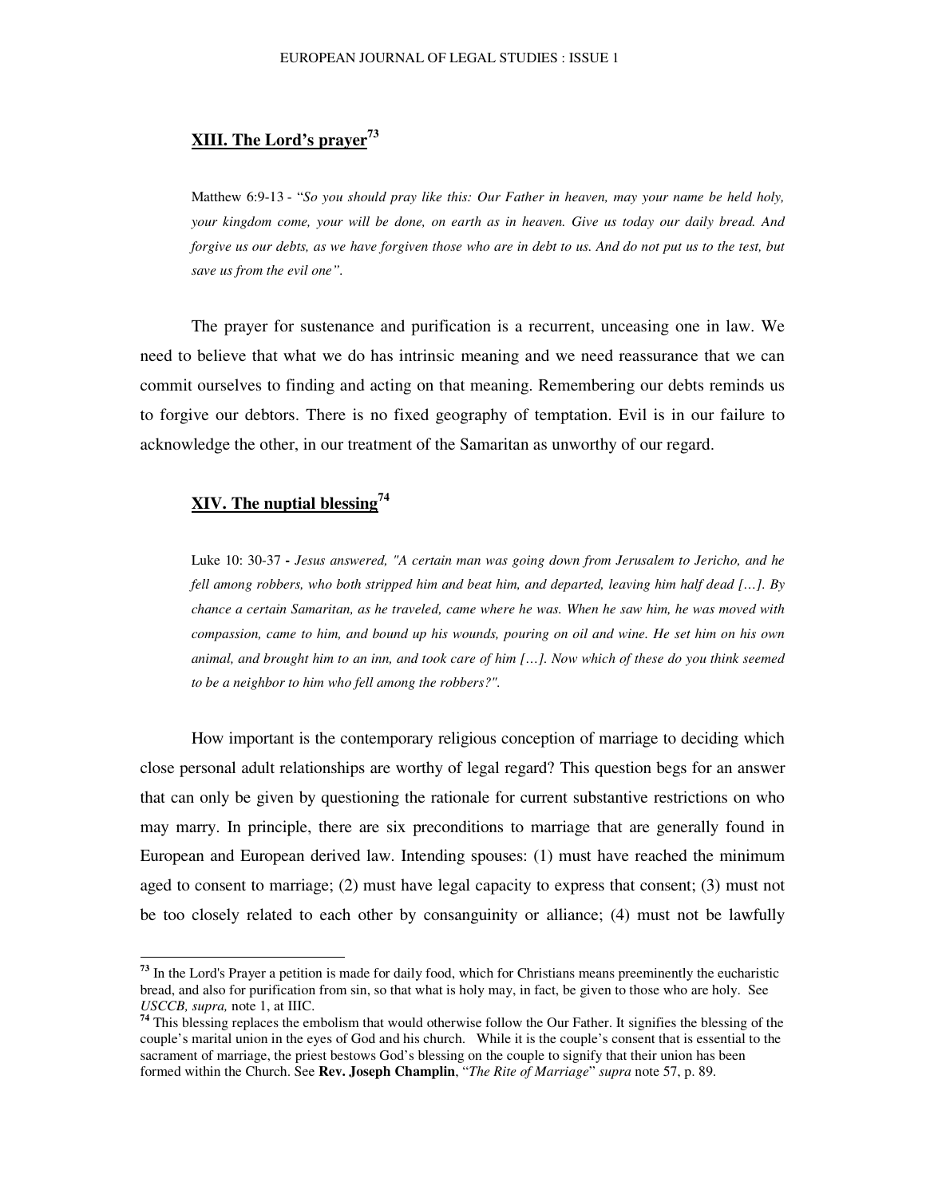## XIII. The Lord's prayer[73]

> Matthew 6:9-13 - "*So you should pray like this: Our Father in heaven, may your name be held holy, your kingdom come, your will be done, on earth as in heaven. Give us today our daily bread. And forgive us our debts, as we have forgiven those who are in debt to us. And do not put us to the test, but save us from the evil one*".

The prayer for sustenance and purification is a recurrent, unceasing one in law. We need to believe that what we do has intrinsic meaning and we need reassurance that we can commit ourselves to finding and acting on that meaning. Remembering our debts reminds us to forgive our debtors. There is no fixed geography of temptation. Evil is in our failure to acknowledge the other, in our treatment of the Samaritan as unworthy of our regard.

## XIV. The nuptial blessing[74]

> Luke 10: 30-37 **-** *Jesus answered, "A certain man was going down from Jerusalem to Jericho, and he fell among robbers, who both stripped him and beat him, and departed, leaving him half dead […]. By chance a certain Samaritan, as he traveled, came where he was. When he saw him, he was moved with compassion, came to him, and bound up his wounds, pouring on oil and wine. He set him on his own animal, and brought him to an inn, and took care of him […]. Now which of these do you think seemed to be a neighbor to him who fell among the robbers?".*

How important is the contemporary religious conception of marriage to deciding which close personal adult relationships are worthy of legal regard? This question begs for an answer that can only be given by questioning the rationale for current substantive restrictions on who may marry. In principle, there are six preconditions to marriage that are generally found in European and European derived law. Intending spouses: (1) must have reached the minimum aged to consent to marriage; (2) must have legal capacity to express that consent; (3) must not be too closely related to each other by consanguinity or alliance; (4) must not be lawfully

---

[73] In the Lord's Prayer a petition is made for daily food, which for Christians means preeminently the eucharistic bread, and also for purification from sin, so that what is holy may, in fact, be given to those who are holy. See *USCCB, supra,* note 1, at IIIC.

[74] This blessing replaces the embolism that would otherwise follow the Our Father. It signifies the blessing of the couple's marital union in the eyes of God and his church. While it is the couple's consent that is essential to the sacrament of marriage, the priest bestows God's blessing on the couple to signify that their union has been formed within the Church. See **Rev. Joseph Champlin**, "*The Rite of Marriage*" *supra* note 57, p. 89.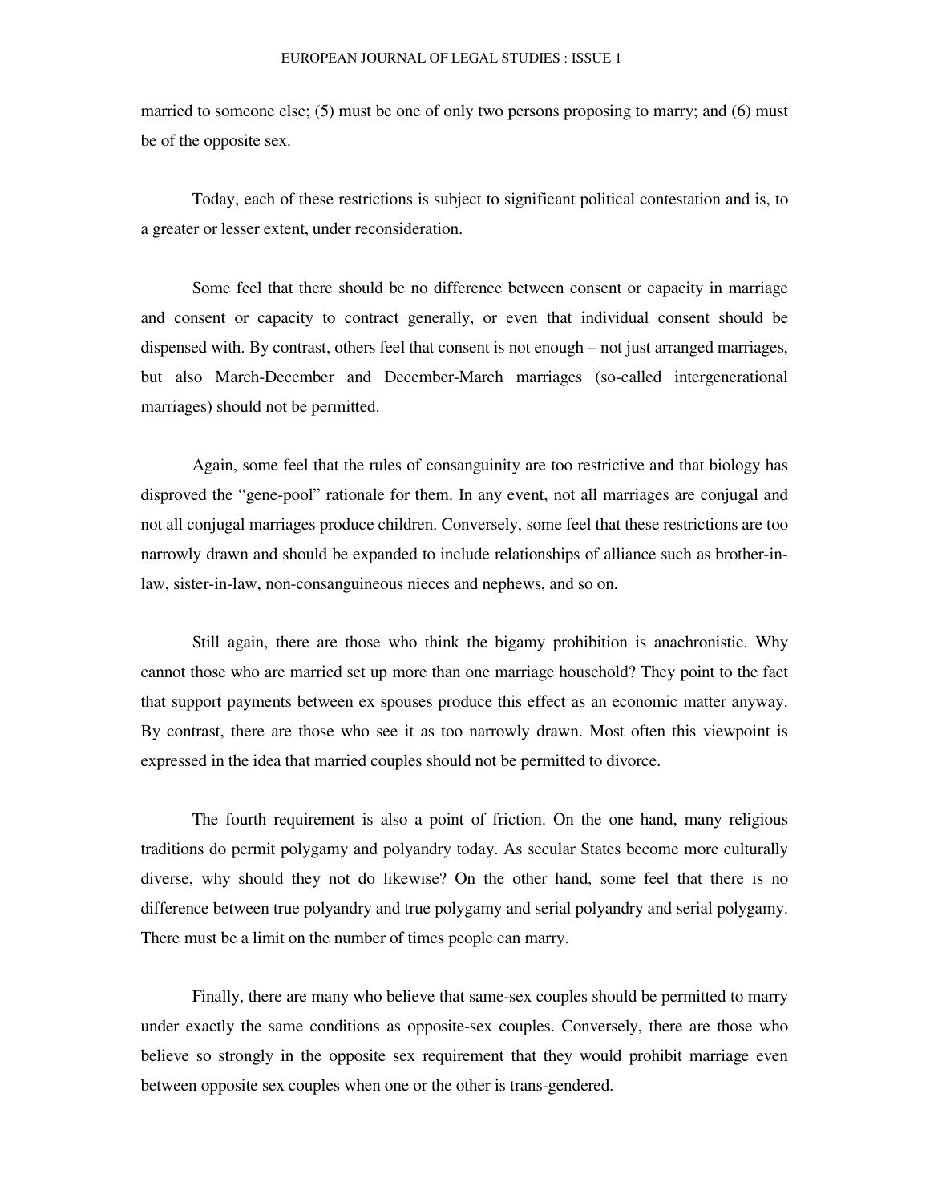married to someone else; (5) must be one of only two persons proposing to marry; and (6) must be of the opposite sex.

Today, each of these restrictions is subject to significant political contestation and is, to a greater or lesser extent, under reconsideration.

Some feel that there should be no difference between consent or capacity in marriage and consent or capacity to contract generally, or even that individual consent should be dispensed with. By contrast, others feel that consent is not enough – not just arranged marriages, but also March-December and December-March marriages (so-called intergenerational marriages) should not be permitted.

Again, some feel that the rules of consanguinity are too restrictive and that biology has disproved the "gene-pool" rationale for them. In any event, not all marriages are conjugal and not all conjugal marriages produce children. Conversely, some feel that these restrictions are too narrowly drawn and should be expanded to include relationships of alliance such as brother-in-law, sister-in-law, non-consanguineous nieces and nephews, and so on.

Still again, there are those who think the bigamy prohibition is anachronistic. Why cannot those who are married set up more than one marriage household? They point to the fact that support payments between ex spouses produce this effect as an economic matter anyway. By contrast, there are those who see it as too narrowly drawn. Most often this viewpoint is expressed in the idea that married couples should not be permitted to divorce.

The fourth requirement is also a point of friction. On the one hand, many religious traditions do permit polygamy and polyandry today. As secular States become more culturally diverse, why should they not do likewise? On the other hand, some feel that there is no difference between true polyandry and true polygamy and serial polyandry and serial polygamy. There must be a limit on the number of times people can marry.

Finally, there are many who believe that same-sex couples should be permitted to marry under exactly the same conditions as opposite-sex couples. Conversely, there are those who believe so strongly in the opposite sex requirement that they would prohibit marriage even between opposite sex couples when one or the other is trans-gendered.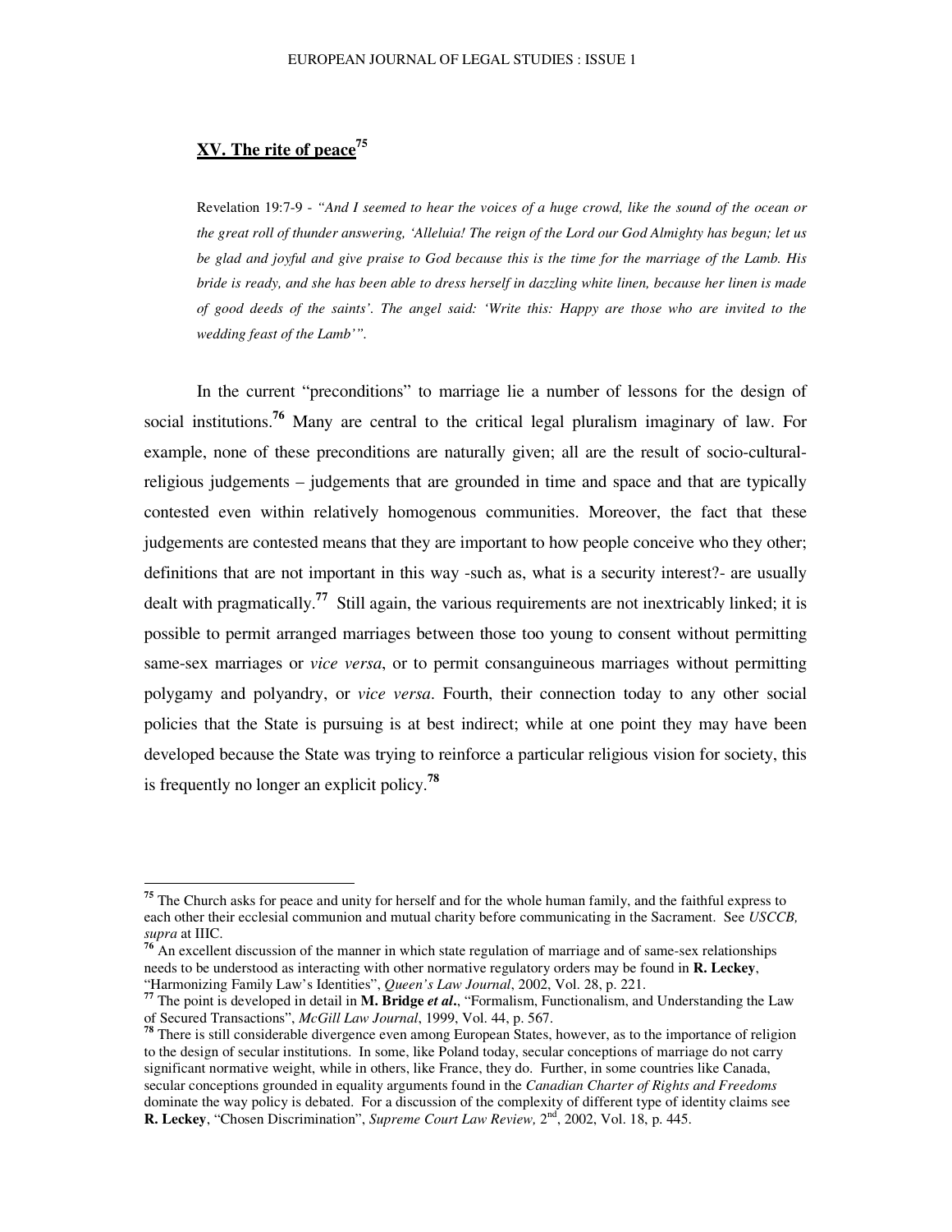## XV. The rite of peace[75]

Revelation 19:7-9 - *"And I seemed to hear the voices of a huge crowd, like the sound of the ocean or the great roll of thunder answering, 'Alleluia! The reign of the Lord our God Almighty has begun; let us be glad and joyful and give praise to God because this is the time for the marriage of the Lamb. His bride is ready, and she has been able to dress herself in dazzling white linen, because her linen is made of good deeds of the saints'. The angel said: 'Write this: Happy are those who are invited to the wedding feast of the Lamb'".*

In the current "preconditions" to marriage lie a number of lessons for the design of social institutions.[76] Many are central to the critical legal pluralism imaginary of law. For example, none of these preconditions are naturally given; all are the result of socio-cultural-religious judgements – judgements that are grounded in time and space and that are typically contested even within relatively homogenous communities. Moreover, the fact that these judgements are contested means that they are important to how people conceive who they other; definitions that are not important in this way -such as, what is a security interest?- are usually dealt with pragmatically.[77] Still again, the various requirements are not inextricably linked; it is possible to permit arranged marriages between those too young to consent without permitting same-sex marriages or *vice versa*, or to permit consanguineous marriages without permitting polygamy and polyandry, or *vice versa*. Fourth, their connection today to any other social policies that the State is pursuing is at best indirect; while at one point they may have been developed because the State was trying to reinforce a particular religious vision for society, this is frequently no longer an explicit policy.[78]

---

[75] The Church asks for peace and unity for herself and for the whole human family, and the faithful express to each other their ecclesial communion and mutual charity before communicating in the Sacrament. See *USCCB, supra* at IIIC.

[76] An excellent discussion of the manner in which state regulation of marriage and of same-sex relationships needs to be understood as interacting with other normative regulatory orders may be found in **R. Leckey**, "Harmonizing Family Law's Identities", *Queen's Law Journal*, 2002, Vol. 28, p. 221.

[77] The point is developed in detail in **M. Bridge *et al*.**, "Formalism, Functionalism, and Understanding the Law of Secured Transactions", *McGill Law Journal*, 1999, Vol. 44, p. 567.

[78] There is still considerable divergence even among European States, however, as to the importance of religion to the design of secular institutions. In some, like Poland today, secular conceptions of marriage do not carry significant normative weight, while in others, like France, they do. Further, in some countries like Canada, secular conceptions grounded in equality arguments found in the *Canadian Charter of Rights and Freedoms* dominate the way policy is debated. For a discussion of the complexity of different type of identity claims see **R. Leckey**, "Chosen Discrimination", *Supreme Court Law Review,* 2nd, 2002, Vol. 18, p. 445.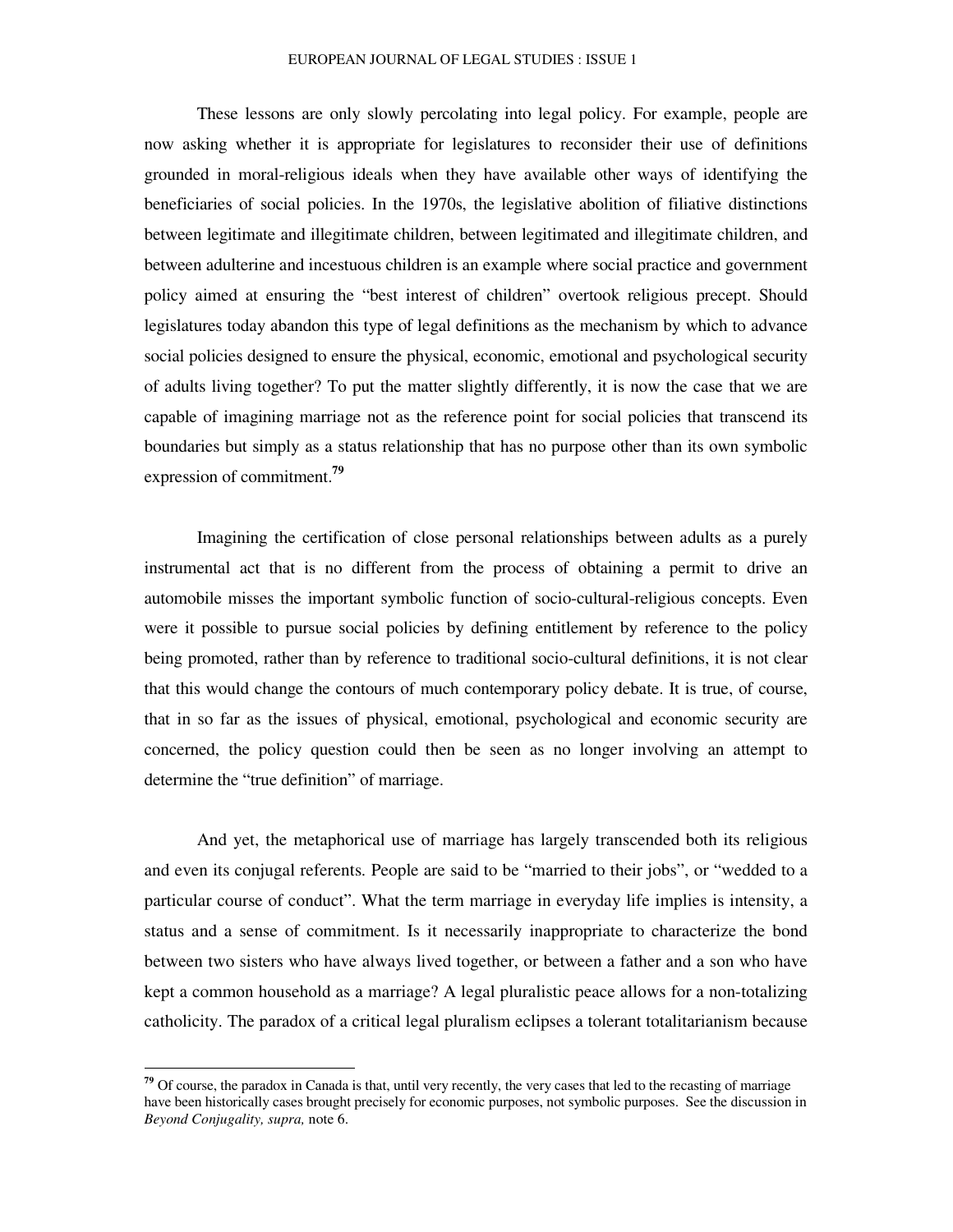These lessons are only slowly percolating into legal policy. For example, people are now asking whether it is appropriate for legislatures to reconsider their use of definitions grounded in moral-religious ideals when they have available other ways of identifying the beneficiaries of social policies. In the 1970s, the legislative abolition of filiative distinctions between legitimate and illegitimate children, between legitimated and illegitimate children, and between adulterine and incestuous children is an example where social practice and government policy aimed at ensuring the "best interest of children" overtook religious precept. Should legislatures today abandon this type of legal definitions as the mechanism by which to advance social policies designed to ensure the physical, economic, emotional and psychological security of adults living together? To put the matter slightly differently, it is now the case that we are capable of imagining marriage not as the reference point for social policies that transcend its boundaries but simply as a status relationship that has no purpose other than its own symbolic expression of commitment.[79]

Imagining the certification of close personal relationships between adults as a purely instrumental act that is no different from the process of obtaining a permit to drive an automobile misses the important symbolic function of socio-cultural-religious concepts. Even were it possible to pursue social policies by defining entitlement by reference to the policy being promoted, rather than by reference to traditional socio-cultural definitions, it is not clear that this would change the contours of much contemporary policy debate. It is true, of course, that in so far as the issues of physical, emotional, psychological and economic security are concerned, the policy question could then be seen as no longer involving an attempt to determine the "true definition" of marriage.

And yet, the metaphorical use of marriage has largely transcended both its religious and even its conjugal referents. People are said to be "married to their jobs", or "wedded to a particular course of conduct". What the term marriage in everyday life implies is intensity, a status and a sense of commitment. Is it necessarily inappropriate to characterize the bond between two sisters who have always lived together, or between a father and a son who have kept a common household as a marriage? A legal pluralistic peace allows for a non-totalizing catholicity. The paradox of a critical legal pluralism eclipses a tolerant totalitarianism because

---

[79] Of course, the paradox in Canada is that, until very recently, the very cases that led to the recasting of marriage have been historically cases brought precisely for economic purposes, not symbolic purposes. See the discussion in *Beyond Conjugality, supra,* note 6.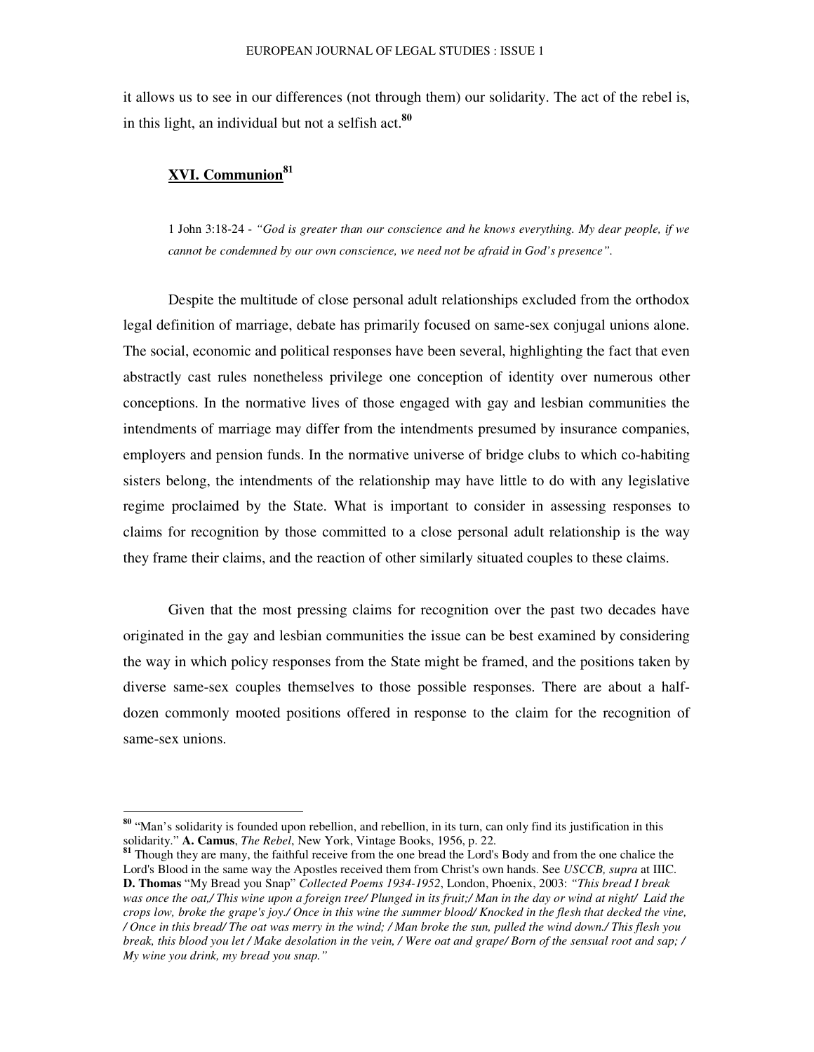it allows us to see in our differences (not through them) our solidarity. The act of the rebel is, in this light, an individual but not a selfish act.[80]

## **XVI. Communion**[81]

> 1 John 3:18-24 - *"God is greater than our conscience and he knows everything. My dear people, if we cannot be condemned by our own conscience, we need not be afraid in God's presence".*

Despite the multitude of close personal adult relationships excluded from the orthodox legal definition of marriage, debate has primarily focused on same-sex conjugal unions alone. The social, economic and political responses have been several, highlighting the fact that even abstractly cast rules nonetheless privilege one conception of identity over numerous other conceptions. In the normative lives of those engaged with gay and lesbian communities the intendments of marriage may differ from the intendments presumed by insurance companies, employers and pension funds. In the normative universe of bridge clubs to which co-habiting sisters belong, the intendments of the relationship may have little to do with any legislative regime proclaimed by the State. What is important to consider in assessing responses to claims for recognition by those committed to a close personal adult relationship is the way they frame their claims, and the reaction of other similarly situated couples to these claims.

Given that the most pressing claims for recognition over the past two decades have originated in the gay and lesbian communities the issue can be best examined by considering the way in which policy responses from the State might be framed, and the positions taken by diverse same-sex couples themselves to those possible responses. There are about a half-dozen commonly mooted positions offered in response to the claim for the recognition of same-sex unions.

---

[80] "Man's solidarity is founded upon rebellion, and rebellion, in its turn, can only find its justification in this solidarity." **A. Camus**, *The Rebel*, New York, Vintage Books, 1956, p. 22.

[81] Though they are many, the faithful receive from the one bread the Lord's Body and from the one chalice the Lord's Blood in the same way the Apostles received them from Christ's own hands. See *USCCB, supra* at IIIC. **D. Thomas** "My Bread you Snap" *Collected Poems 1934-1952*, London, Phoenix, 2003: *"This bread I break was once the oat,/ This wine upon a foreign tree/ Plunged in its fruit;/ Man in the day or wind at night/ Laid the crops low, broke the grape's joy./ Once in this wine the summer blood/ Knocked in the flesh that decked the vine, / Once in this bread/ The oat was merry in the wind; / Man broke the sun, pulled the wind down./ This flesh you break, this blood you let / Make desolation in the vein, / Were oat and grape/ Born of the sensual root and sap; / My wine you drink, my bread you snap."*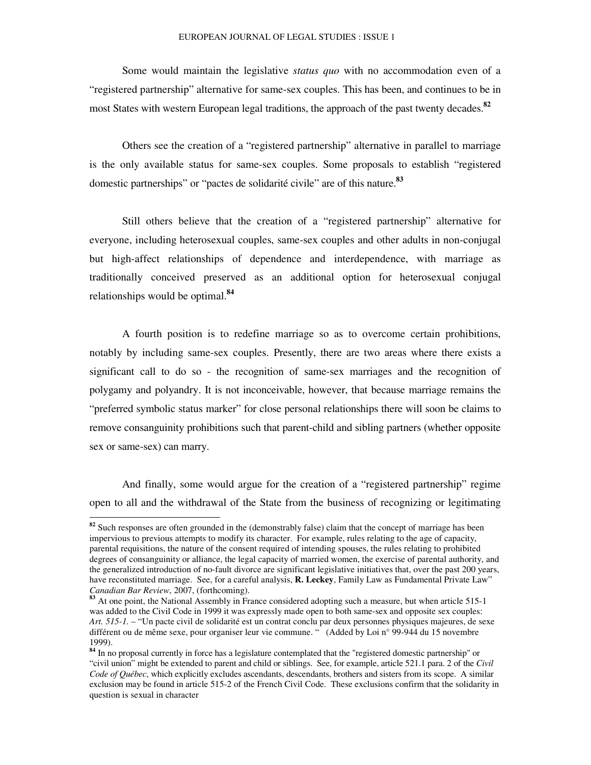Some would maintain the legislative *status quo* with no accommodation even of a "registered partnership" alternative for same-sex couples. This has been, and continues to be in most States with western European legal traditions, the approach of the past twenty decades.[82]

Others see the creation of a "registered partnership" alternative in parallel to marriage is the only available status for same-sex couples. Some proposals to establish "registered domestic partnerships" or "pactes de solidarité civile" are of this nature.[83]

Still others believe that the creation of a "registered partnership" alternative for everyone, including heterosexual couples, same-sex couples and other adults in non-conjugal but high-affect relationships of dependence and interdependence, with marriage as traditionally conceived preserved as an additional option for heterosexual conjugal relationships would be optimal.[84]

A fourth position is to redefine marriage so as to overcome certain prohibitions, notably by including same-sex couples. Presently, there are two areas where there exists a significant call to do so - the recognition of same-sex marriages and the recognition of polygamy and polyandry. It is not inconceivable, however, that because marriage remains the "preferred symbolic status marker" for close personal relationships there will soon be claims to remove consanguinity prohibitions such that parent-child and sibling partners (whether opposite sex or same-sex) can marry.

And finally, some would argue for the creation of a "registered partnership" regime open to all and the withdrawal of the State from the business of recognizing or legitimating

---

[82] Such responses are often grounded in the (demonstrably false) claim that the concept of marriage has been impervious to previous attempts to modify its character. For example, rules relating to the age of capacity, parental requisitions, the nature of the consent required of intending spouses, the rules relating to prohibited degrees of consanguinity or alliance, the legal capacity of married women, the exercise of parental authority, and the generalized introduction of no-fault divorce are significant legislative initiatives that, over the past 200 years, have reconstituted marriage. See, for a careful analysis, **R. Leckey**, Family Law as Fundamental Private Law" *Canadian Bar Review*, 2007, (forthcoming).

[83] At one point, the National Assembly in France considered adopting such a measure, but when article 515-1 was added to the Civil Code in 1999 it was expressly made open to both same-sex and opposite sex couples: *Art. 515-1.* – "Un pacte civil de solidarité est un contrat conclu par deux personnes physiques majeures, de sexe différent ou de même sexe, pour organiser leur vie commune. " (Added by Loi n° 99-944 du 15 novembre 1999).

[84] In no proposal currently in force has a legislature contemplated that the "registered domestic partnership" or "civil union" might be extended to parent and child or siblings. See, for example, article 521.1 para. 2 of the *Civil Code of Québec*, which explicitly excludes ascendants, descendants, brothers and sisters from its scope. A similar exclusion may be found in article 515-2 of the French Civil Code. These exclusions confirm that the solidarity in question is sexual in character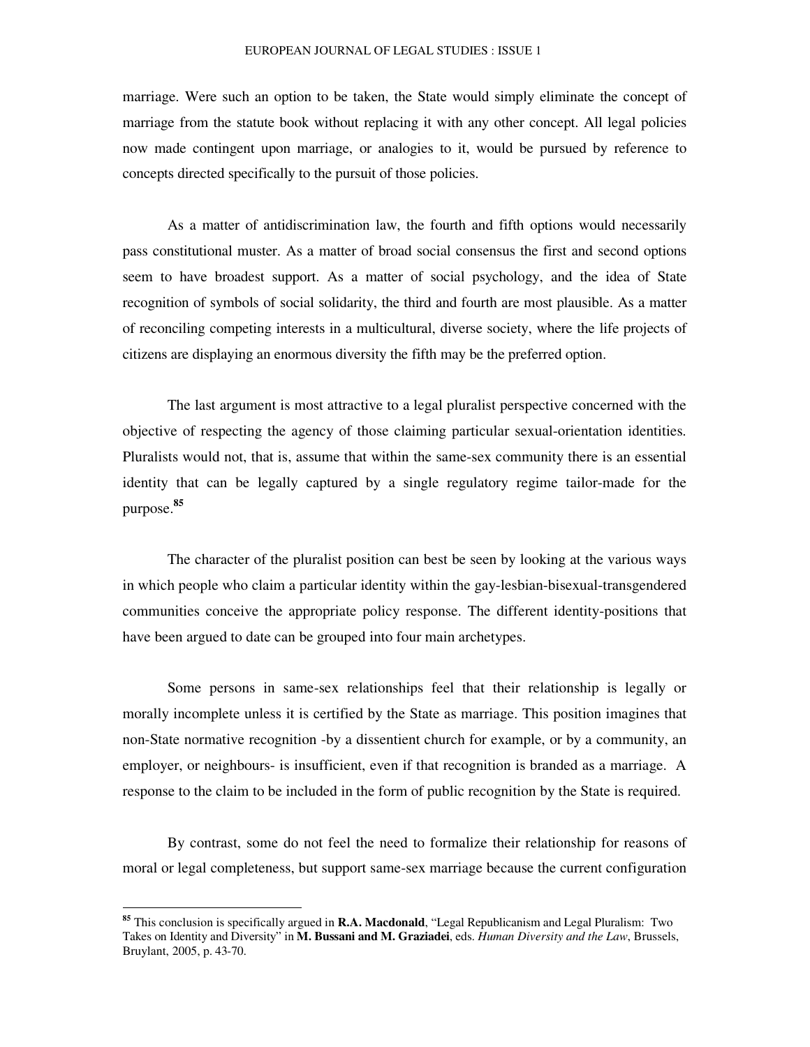marriage. Were such an option to be taken, the State would simply eliminate the concept of marriage from the statute book without replacing it with any other concept. All legal policies now made contingent upon marriage, or analogies to it, would be pursued by reference to concepts directed specifically to the pursuit of those policies.

As a matter of antidiscrimination law, the fourth and fifth options would necessarily pass constitutional muster. As a matter of broad social consensus the first and second options seem to have broadest support. As a matter of social psychology, and the idea of State recognition of symbols of social solidarity, the third and fourth are most plausible. As a matter of reconciling competing interests in a multicultural, diverse society, where the life projects of citizens are displaying an enormous diversity the fifth may be the preferred option.

The last argument is most attractive to a legal pluralist perspective concerned with the objective of respecting the agency of those claiming particular sexual-orientation identities. Pluralists would not, that is, assume that within the same-sex community there is an essential identity that can be legally captured by a single regulatory regime tailor-made for the purpose.[85]

The character of the pluralist position can best be seen by looking at the various ways in which people who claim a particular identity within the gay-lesbian-bisexual-transgendered communities conceive the appropriate policy response. The different identity-positions that have been argued to date can be grouped into four main archetypes.

Some persons in same-sex relationships feel that their relationship is legally or morally incomplete unless it is certified by the State as marriage. This position imagines that non-State normative recognition -by a dissentient church for example, or by a community, an employer, or neighbours- is insufficient, even if that recognition is branded as a marriage. A response to the claim to be included in the form of public recognition by the State is required.

By contrast, some do not feel the need to formalize their relationship for reasons of moral or legal completeness, but support same-sex marriage because the current configuration

---

[85] This conclusion is specifically argued in **R.A. Macdonald**, "Legal Republicanism and Legal Pluralism: Two Takes on Identity and Diversity" in **M. Bussani and M. Graziadei**, eds. *Human Diversity and the Law*, Brussels, Bruylant, 2005, p. 43-70.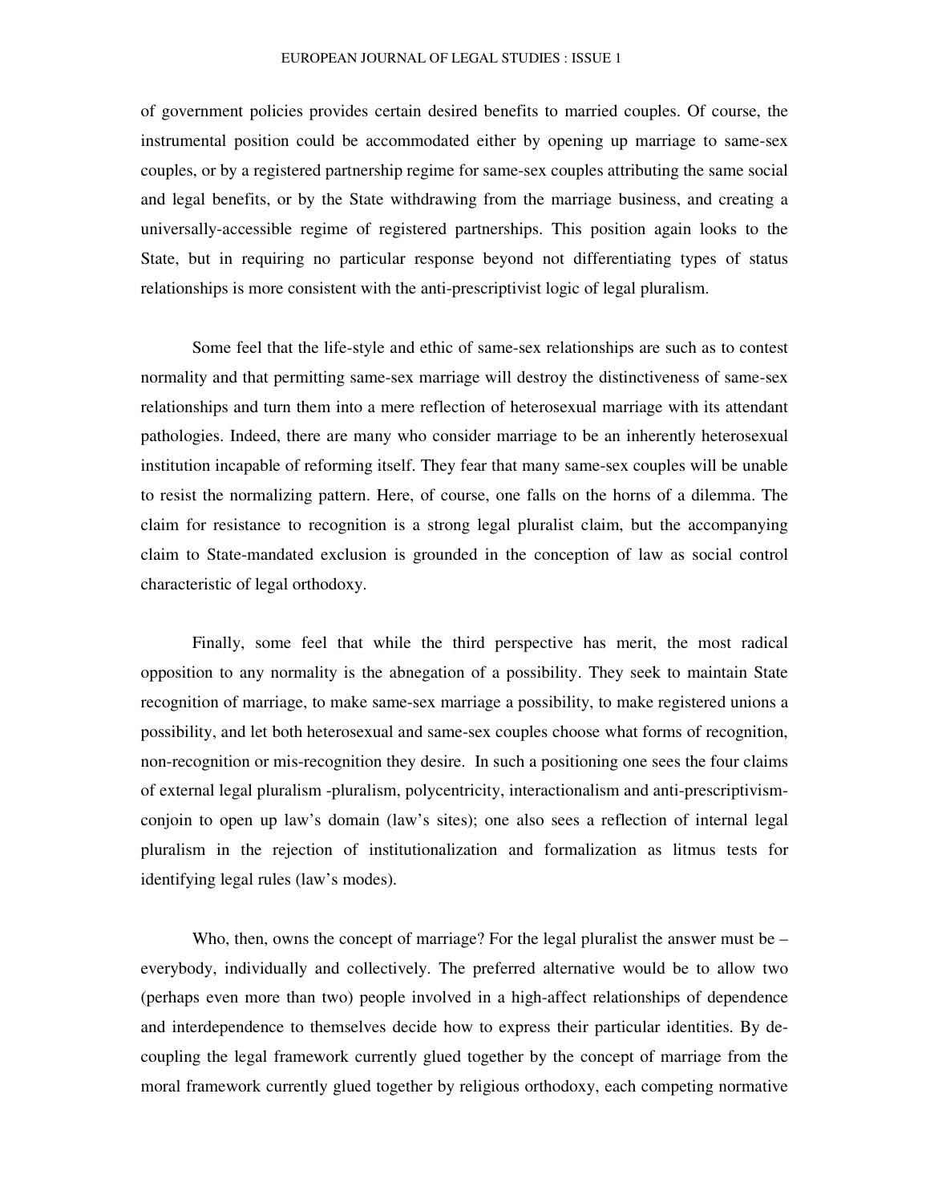of government policies provides certain desired benefits to married couples. Of course, the instrumental position could be accommodated either by opening up marriage to same-sex couples, or by a registered partnership regime for same-sex couples attributing the same social and legal benefits, or by the State withdrawing from the marriage business, and creating a universally-accessible regime of registered partnerships. This position again looks to the State, but in requiring no particular response beyond not differentiating types of status relationships is more consistent with the anti-prescriptivist logic of legal pluralism.

Some feel that the life-style and ethic of same-sex relationships are such as to contest normality and that permitting same-sex marriage will destroy the distinctiveness of same-sex relationships and turn them into a mere reflection of heterosexual marriage with its attendant pathologies. Indeed, there are many who consider marriage to be an inherently heterosexual institution incapable of reforming itself. They fear that many same-sex couples will be unable to resist the normalizing pattern. Here, of course, one falls on the horns of a dilemma. The claim for resistance to recognition is a strong legal pluralist claim, but the accompanying claim to State-mandated exclusion is grounded in the conception of law as social control characteristic of legal orthodoxy.

Finally, some feel that while the third perspective has merit, the most radical opposition to any normality is the abnegation of a possibility. They seek to maintain State recognition of marriage, to make same-sex marriage a possibility, to make registered unions a possibility, and let both heterosexual and same-sex couples choose what forms of recognition, non-recognition or mis-recognition they desire. In such a positioning one sees the four claims of external legal pluralism -pluralism, polycentricity, interactionalism and anti-prescriptivism- conjoin to open up law's domain (law's sites); one also sees a reflection of internal legal pluralism in the rejection of institutionalization and formalization as litmus tests for identifying legal rules (law's modes).

Who, then, owns the concept of marriage? For the legal pluralist the answer must be – everybody, individually and collectively. The preferred alternative would be to allow two (perhaps even more than two) people involved in a high-affect relationships of dependence and interdependence to themselves decide how to express their particular identities. By de-coupling the legal framework currently glued together by the concept of marriage from the moral framework currently glued together by religious orthodoxy, each competing normative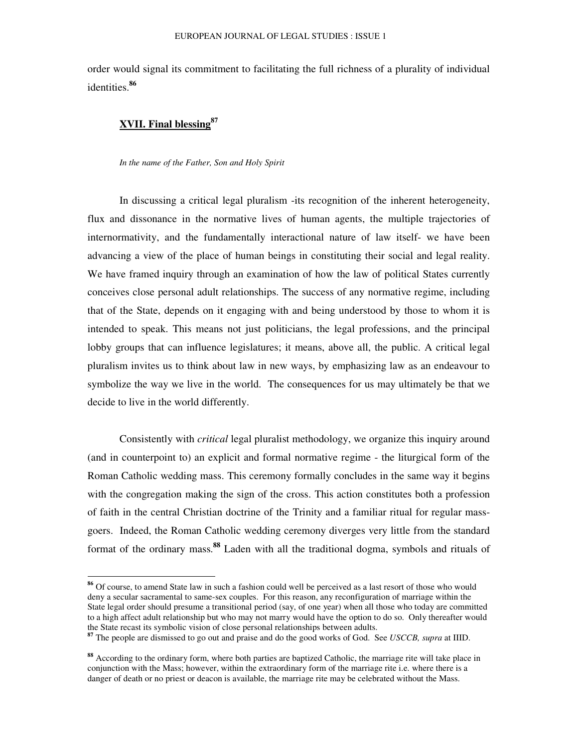order would signal its commitment to facilitating the full richness of a plurality of individual identities.[86]

## XVII. Final blessing[87]

*In the name of the Father, Son and Holy Spirit*

In discussing a critical legal pluralism -its recognition of the inherent heterogeneity, flux and dissonance in the normative lives of human agents, the multiple trajectories of internormativity, and the fundamentally interactional nature of law itself- we have been advancing a view of the place of human beings in constituting their social and legal reality. We have framed inquiry through an examination of how the law of political States currently conceives close personal adult relationships. The success of any normative regime, including that of the State, depends on it engaging with and being understood by those to whom it is intended to speak. This means not just politicians, the legal professions, and the principal lobby groups that can influence legislatures; it means, above all, the public. A critical legal pluralism invites us to think about law in new ways, by emphasizing law as an endeavour to symbolize the way we live in the world. The consequences for us may ultimately be that we decide to live in the world differently.

Consistently with *critical* legal pluralist methodology, we organize this inquiry around (and in counterpoint to) an explicit and formal normative regime - the liturgical form of the Roman Catholic wedding mass. This ceremony formally concludes in the same way it begins with the congregation making the sign of the cross. This action constitutes both a profession of faith in the central Christian doctrine of the Trinity and a familiar ritual for regular mass-goers. Indeed, the Roman Catholic wedding ceremony diverges very little from the standard format of the ordinary mass.[88] Laden with all the traditional dogma, symbols and rituals of

---

[86] Of course, to amend State law in such a fashion could well be perceived as a last resort of those who would deny a secular sacramental to same-sex couples. For this reason, any reconfiguration of marriage within the State legal order should presume a transitional period (say, of one year) when all those who today are committed to a high affect adult relationship but who may not marry would have the option to do so. Only thereafter would the State recast its symbolic vision of close personal relationships between adults.

[87] The people are dismissed to go out and praise and do the good works of God. See *USCCB, supra* at IIID.

[88] According to the ordinary form, where both parties are baptized Catholic, the marriage rite will take place in conjunction with the Mass; however, within the extraordinary form of the marriage rite i.e. where there is a danger of death or no priest or deacon is available, the marriage rite may be celebrated without the Mass.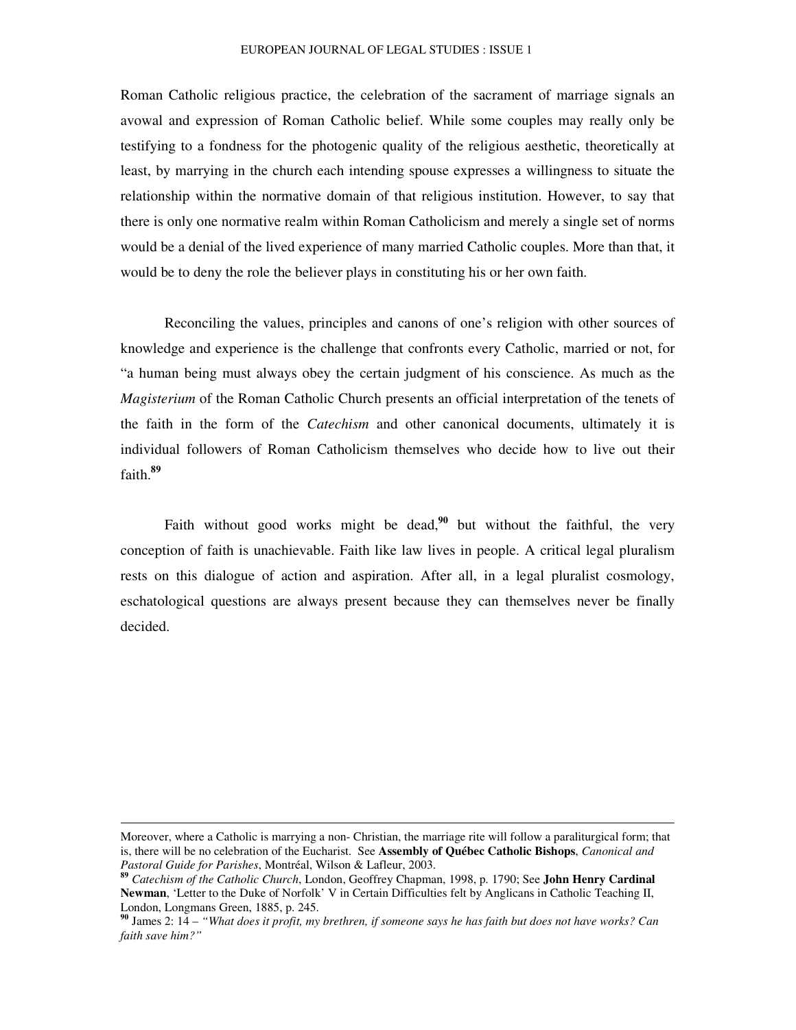Roman Catholic religious practice, the celebration of the sacrament of marriage signals an avowal and expression of Roman Catholic belief. While some couples may really only be testifying to a fondness for the photogenic quality of the religious aesthetic, theoretically at least, by marrying in the church each intending spouse expresses a willingness to situate the relationship within the normative domain of that religious institution. However, to say that there is only one normative realm within Roman Catholicism and merely a single set of norms would be a denial of the lived experience of many married Catholic couples. More than that, it would be to deny the role the believer plays in constituting his or her own faith.

Reconciling the values, principles and canons of one's religion with other sources of knowledge and experience is the challenge that confronts every Catholic, married or not, for "a human being must always obey the certain judgment of his conscience. As much as the *Magisterium* of the Roman Catholic Church presents an official interpretation of the tenets of the faith in the form of the *Catechism* and other canonical documents, ultimately it is individual followers of Roman Catholicism themselves who decide how to live out their faith.[89]

Faith without good works might be dead,[90] but without the faithful, the very conception of faith is unachievable. Faith like law lives in people. A critical legal pluralism rests on this dialogue of action and aspiration. After all, in a legal pluralist cosmology, eschatological questions are always present because they can themselves never be finally decided.

---

Moreover, where a Catholic is marrying a non- Christian, the marriage rite will follow a paraliturgical form; that is, there will be no celebration of the Eucharist. See **Assembly of Québec Catholic Bishops**, *Canonical and Pastoral Guide for Parishes*, Montréal, Wilson & Lafleur, 2003.

[89] *Catechism of the Catholic Church*, London, Geoffrey Chapman, 1998, p. 1790; See **John Henry Cardinal Newman**, 'Letter to the Duke of Norfolk' V in Certain Difficulties felt by Anglicans in Catholic Teaching II, London, Longmans Green, 1885, p. 245.

[90] James 2: 14 – *"What does it profit, my brethren, if someone says he has faith but does not have works? Can faith save him?"*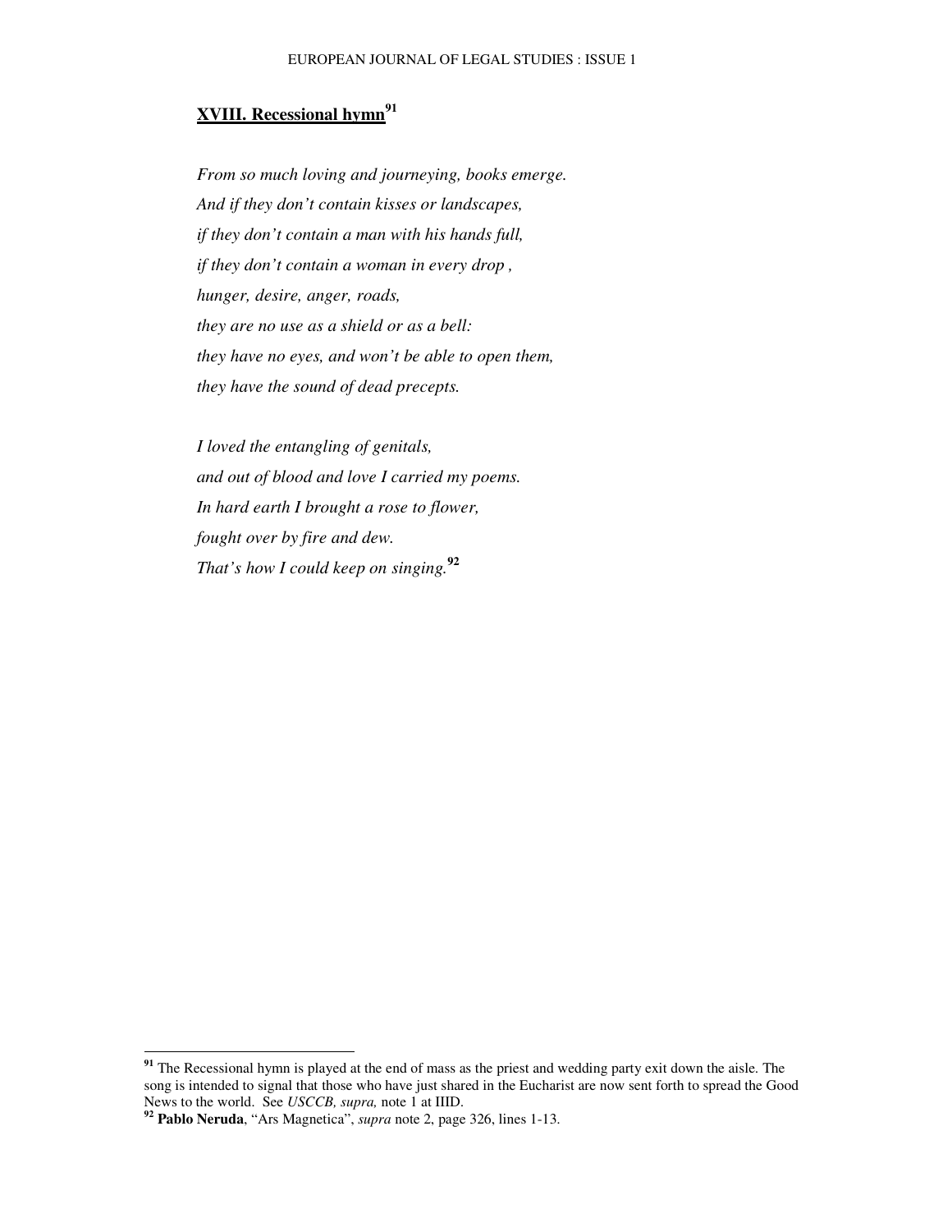## XVIII. Recessional hymn[91]

*From so much loving and journeying, books emerge.*
*And if they don't contain kisses or landscapes,*
*if they don't contain a man with his hands full,*
*if they don't contain a woman in every drop ,*
*hunger, desire, anger, roads,*
*they are no use as a shield or as a bell:*
*they have no eyes, and won't be able to open them,*
*they have the sound of dead precepts.*

*I loved the entangling of genitals,*
*and out of blood and love I carried my poems.*
*In hard earth I brought a rose to flower,*
*fought over by fire and dew.*
*That's how I could keep on singing.*[92]

---

[91] The Recessional hymn is played at the end of mass as the priest and wedding party exit down the aisle. The song is intended to signal that those who have just shared in the Eucharist are now sent forth to spread the Good News to the world. See *USCCB, supra,* note 1 at IIID.

[92] **Pablo Neruda**, "Ars Magnetica", *supra* note 2, page 326, lines 1-13.